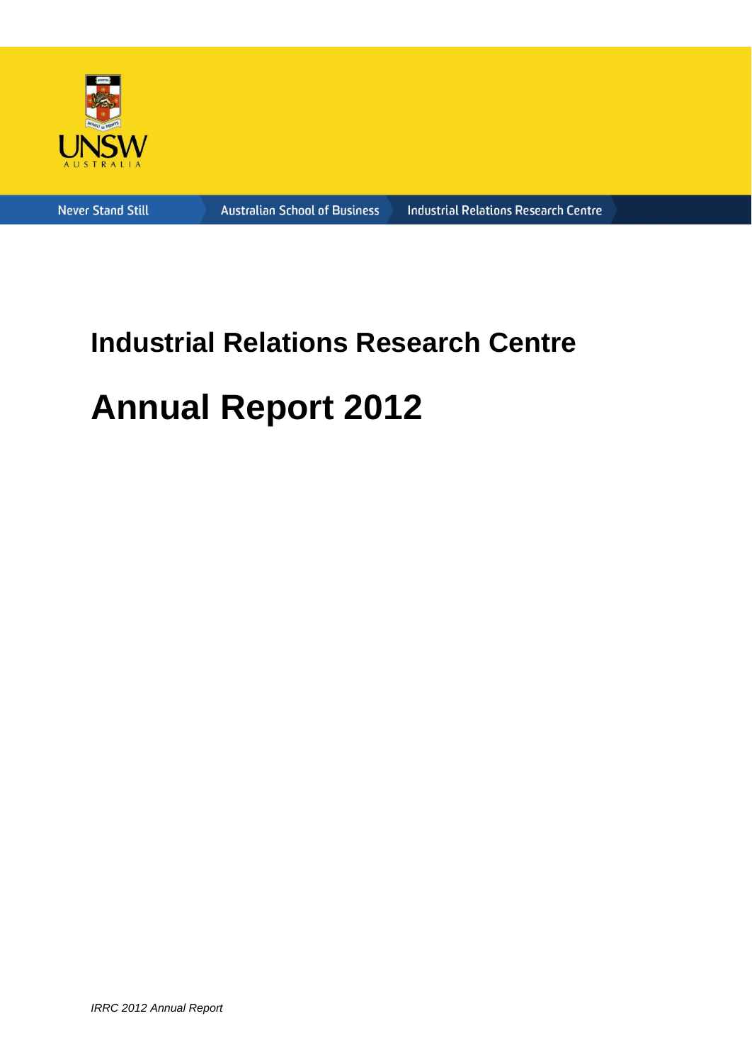UNSW AUSTRALIA

Never Stand Still | Australian School of Business | Industrial Relations Research Centre

# Industrial Relations Research Centre

# Annual Report 2012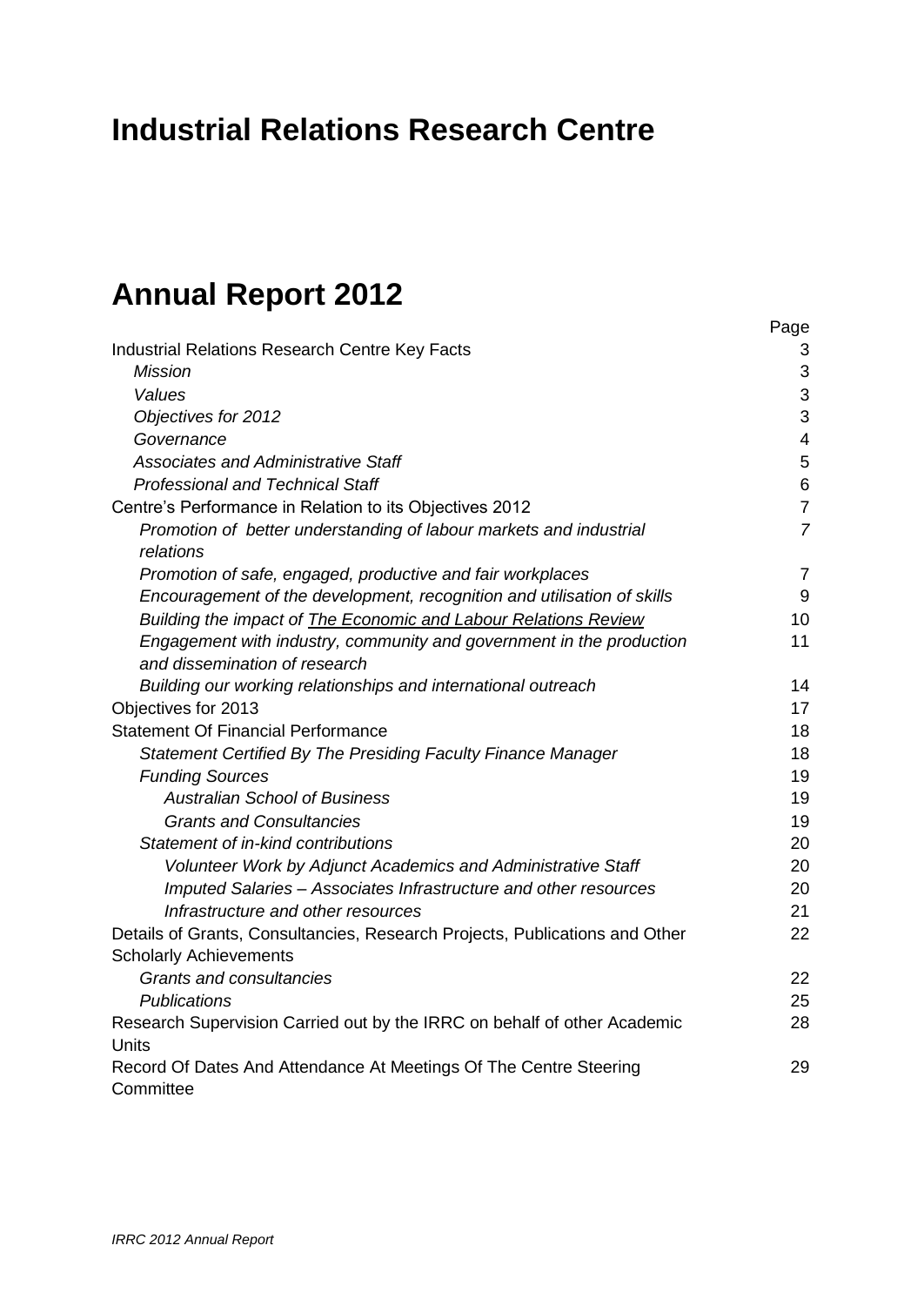# Industrial Relations Research Centre

# Annual Report 2012

| | Page |
|---|---|
| Industrial Relations Research Centre Key Facts | 3 |
| *Mission* | 3 |
| *Values* | 3 |
| *Objectives for 2012* | 3 |
| *Governance* | 4 |
| *Associates and Administrative Staff* | 5 |
| *Professional and Technical Staff* | 6 |
| Centre's Performance in Relation to its Objectives 2012 | 7 |
| *Promotion of better understanding of labour markets and industrial relations* | *7* |
| *Promotion of safe, engaged, productive and fair workplaces* | 7 |
| *Encouragement of the development, recognition and utilisation of skills* | 9 |
| *Building the impact of The Economic and Labour Relations Review* | 10 |
| *Engagement with industry, community and government in the production and dissemination of research* | 11 |
| *Building our working relationships and international outreach* | 14 |
| Objectives for 2013 | 17 |
| Statement Of Financial Performance | 18 |
| *Statement Certified By The Presiding Faculty Finance Manager* | 18 |
| *Funding Sources* | 19 |
| *Australian School of Business* | 19 |
| *Grants and Consultancies* | 19 |
| *Statement of in-kind contributions* | 20 |
| *Volunteer Work by Adjunct Academics and Administrative Staff* | 20 |
| *Imputed Salaries – Associates Infrastructure and other resources* | 20 |
| *Infrastructure and other resources* | 21 |
| Details of Grants, Consultancies, Research Projects, Publications and Other Scholarly Achievements | 22 |
| *Grants and consultancies* | 22 |
| *Publications* | 25 |
| Research Supervision Carried out by the IRRC on behalf of other Academic Units | 28 |
| Record Of Dates And Attendance At Meetings Of The Centre Steering Committee | 29 |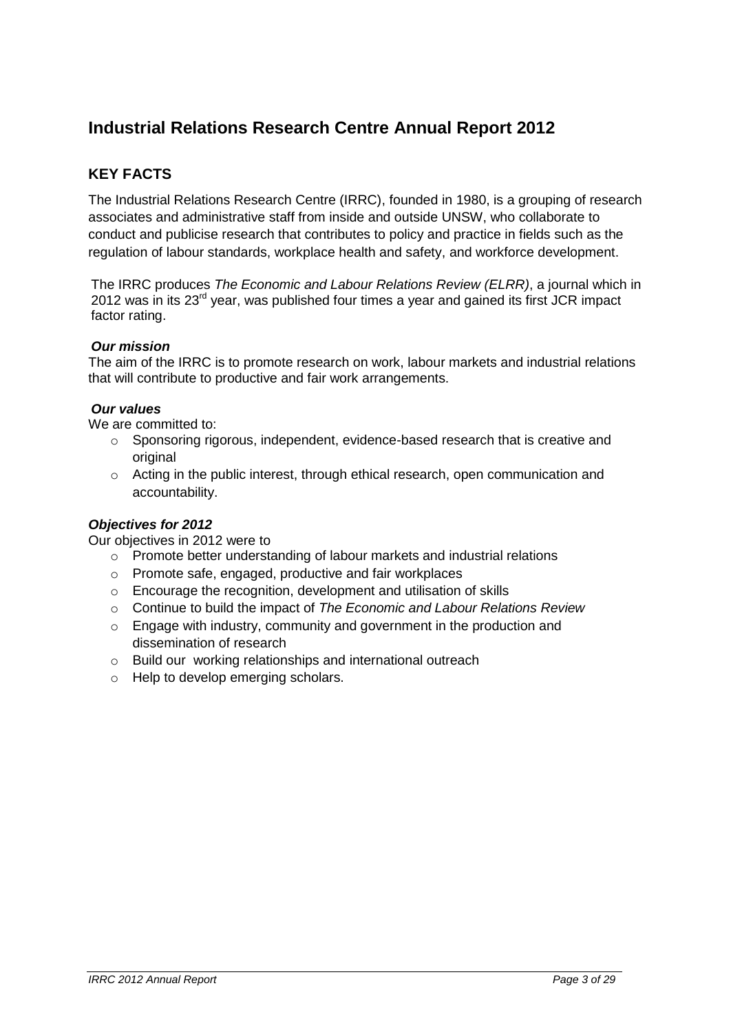# Industrial Relations Research Centre Annual Report 2012

## KEY FACTS

The Industrial Relations Research Centre (IRRC), founded in 1980, is a grouping of research associates and administrative staff from inside and outside UNSW, who collaborate to conduct and publicise research that contributes to policy and practice in fields such as the regulation of labour standards, workplace health and safety, and workforce development.

The IRRC produces *The Economic and Labour Relations Review (ELRR)*, a journal which in 2012 was in its 23rd year, was published four times a year and gained its first JCR impact factor rating.

***Our mission***

The aim of the IRRC is to promote research on work, labour markets and industrial relations that will contribute to productive and fair work arrangements.

***Our values***

We are committed to:

- Sponsoring rigorous, independent, evidence-based research that is creative and original
- Acting in the public interest, through ethical research, open communication and accountability.

***Objectives for 2012***

Our objectives in 2012 were to

- Promote better understanding of labour markets and industrial relations
- Promote safe, engaged, productive and fair workplaces
- Encourage the recognition, development and utilisation of skills
- Continue to build the impact of *The Economic and Labour Relations Review*
- Engage with industry, community and government in the production and dissemination of research
- Build our working relationships and international outreach
- Help to develop emerging scholars.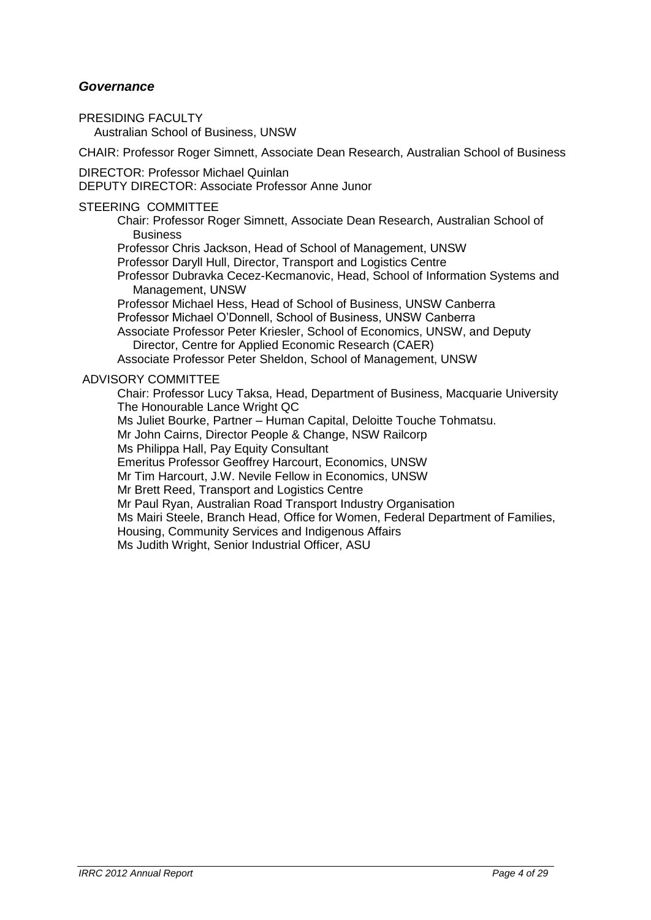## *Governance*

PRESIDING FACULTY

Australian School of Business, UNSW

CHAIR: Professor Roger Simnett, Associate Dean Research, Australian School of Business

DIRECTOR: Professor Michael Quinlan
DEPUTY DIRECTOR: Associate Professor Anne Junor

STEERING COMMITTEE

- Chair: Professor Roger Simnett, Associate Dean Research, Australian School of Business
- Professor Chris Jackson, Head of School of Management, UNSW
- Professor Daryll Hull, Director, Transport and Logistics Centre
- Professor Dubravka Cecez-Kecmanovic, Head, School of Information Systems and Management, UNSW
- Professor Michael Hess, Head of School of Business, UNSW Canberra
- Professor Michael O'Donnell, School of Business, UNSW Canberra
- Associate Professor Peter Kriesler, School of Economics, UNSW, and Deputy Director, Centre for Applied Economic Research (CAER)
- Associate Professor Peter Sheldon, School of Management, UNSW

ADVISORY COMMITTEE

- Chair: Professor Lucy Taksa, Head, Department of Business, Macquarie University
- The Honourable Lance Wright QC
- Ms Juliet Bourke, Partner – Human Capital, Deloitte Touche Tohmatsu.
- Mr John Cairns, Director People & Change, NSW Railcorp
- Ms Philippa Hall, Pay Equity Consultant
- Emeritus Professor Geoffrey Harcourt, Economics, UNSW
- Mr Tim Harcourt, J.W. Nevile Fellow in Economics, UNSW
- Mr Brett Reed, Transport and Logistics Centre
- Mr Paul Ryan, Australian Road Transport Industry Organisation
- Ms Mairi Steele, Branch Head, Office for Women, Federal Department of Families, Housing, Community Services and Indigenous Affairs
- Ms Judith Wright, Senior Industrial Officer, ASU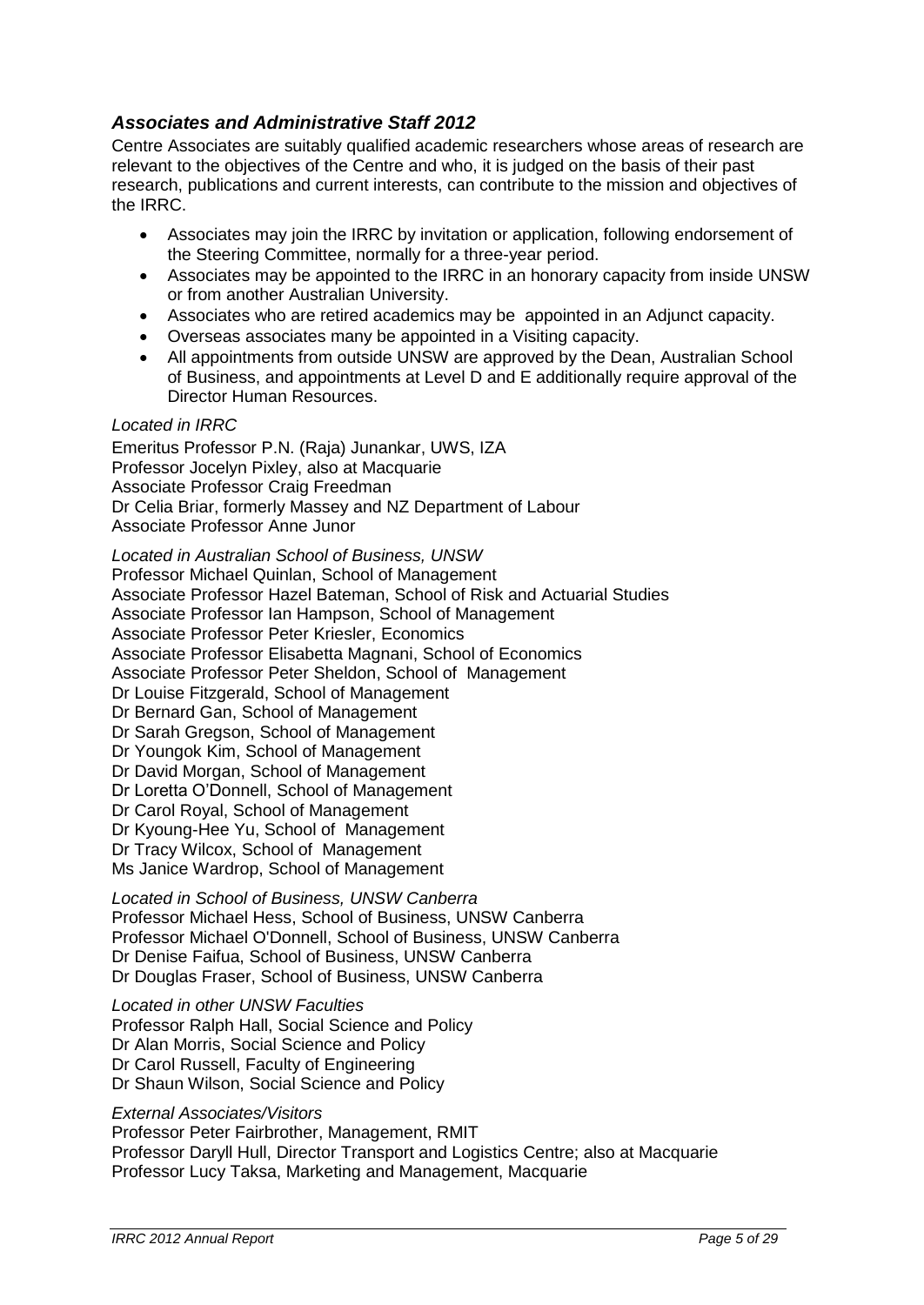### *Associates and Administrative Staff 2012*

Centre Associates are suitably qualified academic researchers whose areas of research are relevant to the objectives of the Centre and who, it is judged on the basis of their past research, publications and current interests, can contribute to the mission and objectives of the IRRC.

- Associates may join the IRRC by invitation or application, following endorsement of the Steering Committee, normally for a three-year period.
- Associates may be appointed to the IRRC in an honorary capacity from inside UNSW or from another Australian University.
- Associates who are retired academics may be appointed in an Adjunct capacity.
- Overseas associates many be appointed in a Visiting capacity.
- All appointments from outside UNSW are approved by the Dean, Australian School of Business, and appointments at Level D and E additionally require approval of the Director Human Resources.

*Located in IRRC*

Emeritus Professor P.N. (Raja) Junankar, UWS, IZA
Professor Jocelyn Pixley, also at Macquarie
Associate Professor Craig Freedman
Dr Celia Briar, formerly Massey and NZ Department of Labour
Associate Professor Anne Junor

*Located in Australian School of Business, UNSW*

Professor Michael Quinlan, School of Management
Associate Professor Hazel Bateman, School of Risk and Actuarial Studies
Associate Professor Ian Hampson, School of Management
Associate Professor Peter Kriesler, Economics
Associate Professor Elisabetta Magnani, School of Economics
Associate Professor Peter Sheldon, School of Management
Dr Louise Fitzgerald, School of Management
Dr Bernard Gan, School of Management
Dr Sarah Gregson, School of Management
Dr Youngok Kim, School of Management
Dr David Morgan, School of Management
Dr Loretta O'Donnell, School of Management
Dr Carol Royal, School of Management
Dr Kyoung-Hee Yu, School of Management
Dr Tracy Wilcox, School of Management
Ms Janice Wardrop, School of Management

*Located in School of Business, UNSW Canberra*

Professor Michael Hess, School of Business, UNSW Canberra
Professor Michael O'Donnell, School of Business, UNSW Canberra
Dr Denise Faifua, School of Business, UNSW Canberra
Dr Douglas Fraser, School of Business, UNSW Canberra

*Located in other UNSW Faculties*

Professor Ralph Hall, Social Science and Policy
Dr Alan Morris, Social Science and Policy
Dr Carol Russell, Faculty of Engineering
Dr Shaun Wilson, Social Science and Policy

*External Associates/Visitors*

Professor Peter Fairbrother, Management, RMIT
Professor Daryll Hull, Director Transport and Logistics Centre; also at Macquarie
Professor Lucy Taksa, Marketing and Management, Macquarie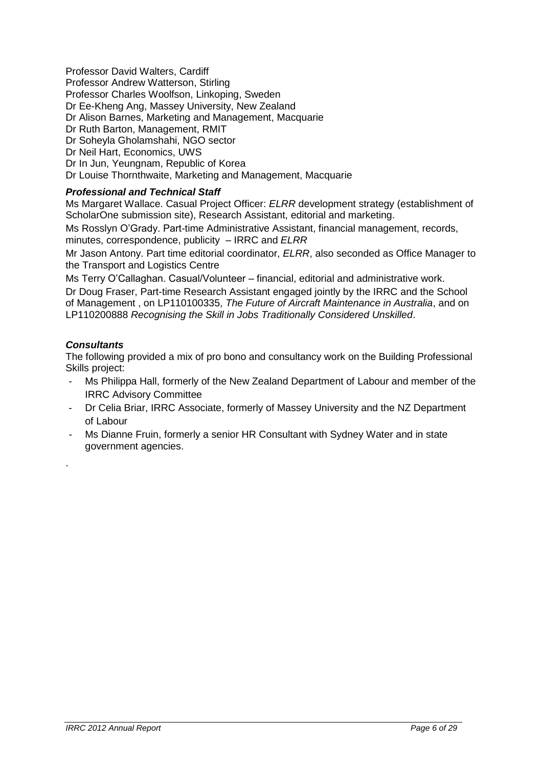Professor David Walters, Cardiff
Professor Andrew Watterson, Stirling
Professor Charles Woolfson, Linkoping, Sweden
Dr Ee-Kheng Ang, Massey University, New Zealand
Dr Alison Barnes, Marketing and Management, Macquarie
Dr Ruth Barton, Management, RMIT
Dr Soheyla Gholamshahi, NGO sector
Dr Neil Hart, Economics, UWS
Dr In Jun, Yeungnam, Republic of Korea
Dr Louise Thornthwaite, Marketing and Management, Macquarie

### *Professional and Technical Staff*

Ms Margaret Wallace. Casual Project Officer: *ELRR* development strategy (establishment of ScholarOne submission site), Research Assistant, editorial and marketing.

Ms Rosslyn O'Grady. Part-time Administrative Assistant, financial management, records, minutes, correspondence, publicity – IRRC and *ELRR*

Mr Jason Antony. Part time editorial coordinator, *ELRR*, also seconded as Office Manager to the Transport and Logistics Centre

Ms Terry O'Callaghan. Casual/Volunteer – financial, editorial and administrative work.

Dr Doug Fraser, Part-time Research Assistant engaged jointly by the IRRC and the School of Management , on LP110100335, *The Future of Aircraft Maintenance in Australia*, and on LP110200888 *Recognising the Skill in Jobs Traditionally Considered Unskilled*.

### *Consultants*

The following provided a mix of pro bono and consultancy work on the Building Professional Skills project:

- Ms Philippa Hall, formerly of the New Zealand Department of Labour and member of the IRRC Advisory Committee
- Dr Celia Briar, IRRC Associate, formerly of Massey University and the NZ Department of Labour
- Ms Dianne Fruin, formerly a senior HR Consultant with Sydney Water and in state government agencies.

.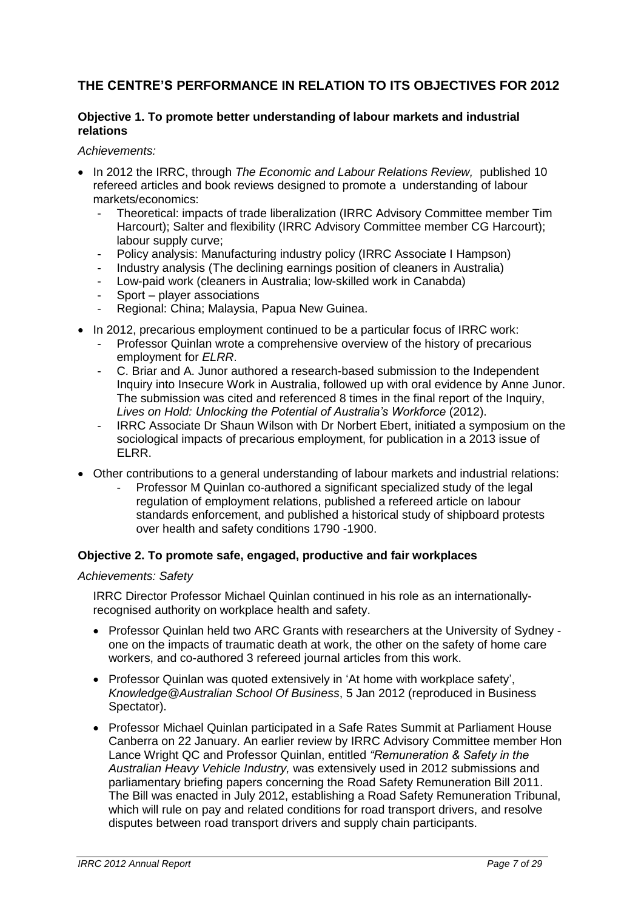## THE CENTRE'S PERFORMANCE IN RELATION TO ITS OBJECTIVES FOR 2012

### Objective 1. To promote better understanding of labour markets and industrial relations

*Achievements:*

- In 2012 the IRRC, through *The Economic and Labour Relations Review,* published 10 refereed articles and book reviews designed to promote a understanding of labour markets/economics:
  - Theoretical: impacts of trade liberalization (IRRC Advisory Committee member Tim Harcourt); Salter and flexibility (IRRC Advisory Committee member CG Harcourt); labour supply curve;
  - Policy analysis: Manufacturing industry policy (IRRC Associate I Hampson)
  - Industry analysis (The declining earnings position of cleaners in Australia)
  - Low-paid work (cleaners in Australia; low-skilled work in Canabda)
  - Sport – player associations
  - Regional: China; Malaysia, Papua New Guinea.
- In 2012, precarious employment continued to be a particular focus of IRRC work:
  - Professor Quinlan wrote a comprehensive overview of the history of precarious employment for *ELRR*.
  - C. Briar and A. Junor authored a research-based submission to the Independent Inquiry into Insecure Work in Australia, followed up with oral evidence by Anne Junor. The submission was cited and referenced 8 times in the final report of the Inquiry, *Lives on Hold: Unlocking the Potential of Australia's Workforce* (2012).
  - IRRC Associate Dr Shaun Wilson with Dr Norbert Ebert, initiated a symposium on the sociological impacts of precarious employment, for publication in a 2013 issue of ELRR.
- Other contributions to a general understanding of labour markets and industrial relations:
  - Professor M Quinlan co-authored a significant specialized study of the legal regulation of employment relations, published a refereed article on labour standards enforcement, and published a historical study of shipboard protests over health and safety conditions 1790 -1900.

### Objective 2. To promote safe, engaged, productive and fair workplaces

*Achievements: Safety*

IRRC Director Professor Michael Quinlan continued in his role as an internationally-recognised authority on workplace health and safety.

- Professor Quinlan held two ARC Grants with researchers at the University of Sydney - one on the impacts of traumatic death at work, the other on the safety of home care workers, and co-authored 3 refereed journal articles from this work.
- Professor Quinlan was quoted extensively in 'At home with workplace safety', *Knowledge@Australian School Of Business*, 5 Jan 2012 (reproduced in Business Spectator).
- Professor Michael Quinlan participated in a Safe Rates Summit at Parliament House Canberra on 22 January. An earlier review by IRRC Advisory Committee member Hon Lance Wright QC and Professor Quinlan, entitled *"Remuneration & Safety in the Australian Heavy Vehicle Industry,* was extensively used in 2012 submissions and parliamentary briefing papers concerning the Road Safety Remuneration Bill 2011. The Bill was enacted in July 2012, establishing a Road Safety Remuneration Tribunal, which will rule on pay and related conditions for road transport drivers, and resolve disputes between road transport drivers and supply chain participants.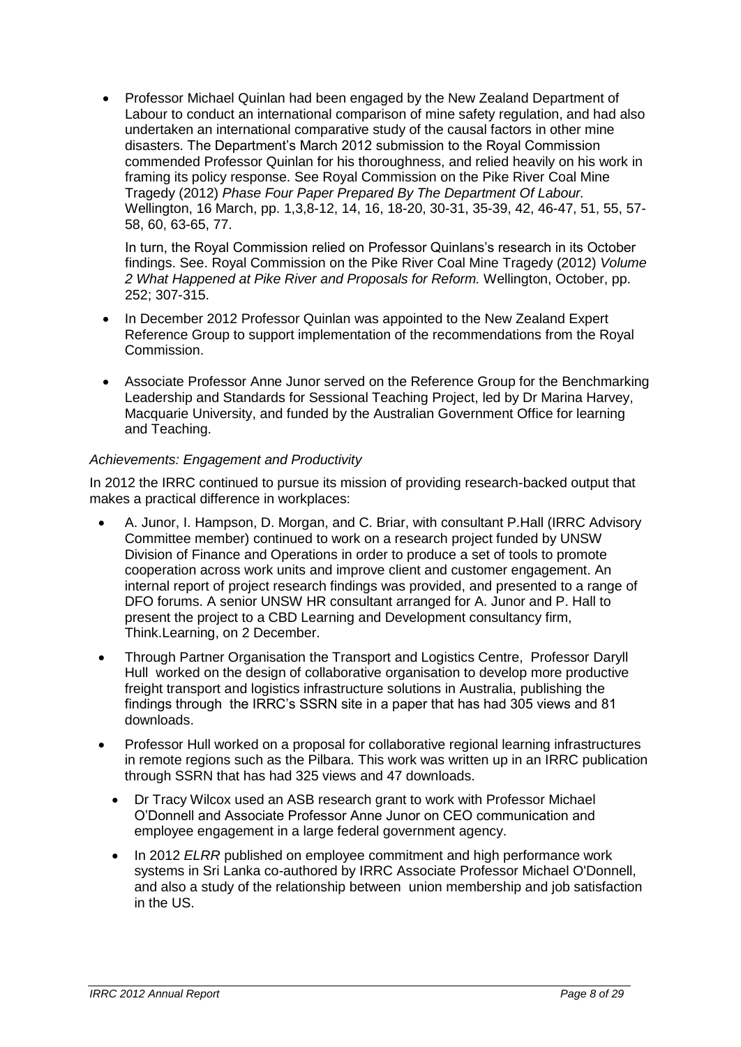- Professor Michael Quinlan had been engaged by the New Zealand Department of Labour to conduct an international comparison of mine safety regulation, and had also undertaken an international comparative study of the causal factors in other mine disasters. The Department's March 2012 submission to the Royal Commission commended Professor Quinlan for his thoroughness, and relied heavily on his work in framing its policy response. See Royal Commission on the Pike River Coal Mine Tragedy (2012) *Phase Four Paper Prepared By The Department Of Labour.* Wellington, 16 March, pp. 1,3,8-12, 14, 16, 18-20, 30-31, 35-39, 42, 46-47, 51, 55, 57-58, 60, 63-65, 77.

  In turn, the Royal Commission relied on Professor Quinlans's research in its October findings. See. Royal Commission on the Pike River Coal Mine Tragedy (2012) *Volume 2 What Happened at Pike River and Proposals for Reform.* Wellington, October, pp. 252; 307-315.

- In December 2012 Professor Quinlan was appointed to the New Zealand Expert Reference Group to support implementation of the recommendations from the Royal Commission.

- Associate Professor Anne Junor served on the Reference Group for the Benchmarking Leadership and Standards for Sessional Teaching Project, led by Dr Marina Harvey, Macquarie University, and funded by the Australian Government Office for learning and Teaching.

*Achievements: Engagement and Productivity*

In 2012 the IRRC continued to pursue its mission of providing research-backed output that makes a practical difference in workplaces:

- A. Junor, I. Hampson, D. Morgan, and C. Briar, with consultant P.Hall (IRRC Advisory Committee member) continued to work on a research project funded by UNSW Division of Finance and Operations in order to produce a set of tools to promote cooperation across work units and improve client and customer engagement. An internal report of project research findings was provided, and presented to a range of DFO forums. A senior UNSW HR consultant arranged for A. Junor and P. Hall to present the project to a CBD Learning and Development consultancy firm, Think.Learning, on 2 December.

- Through Partner Organisation the Transport and Logistics Centre, Professor Daryll Hull worked on the design of collaborative organisation to develop more productive freight transport and logistics infrastructure solutions in Australia, publishing the findings through the IRRC's SSRN site in a paper that has had 305 views and 81 downloads.

- Professor Hull worked on a proposal for collaborative regional learning infrastructures in remote regions such as the Pilbara. This work was written up in an IRRC publication through SSRN that has had 325 views and 47 downloads.

- Dr Tracy Wilcox used an ASB research grant to work with Professor Michael O'Donnell and Associate Professor Anne Junor on CEO communication and employee engagement in a large federal government agency.

- In 2012 *ELRR* published on employee commitment and high performance work systems in Sri Lanka co-authored by IRRC Associate Professor Michael O'Donnell, and also a study of the relationship between union membership and job satisfaction in the US.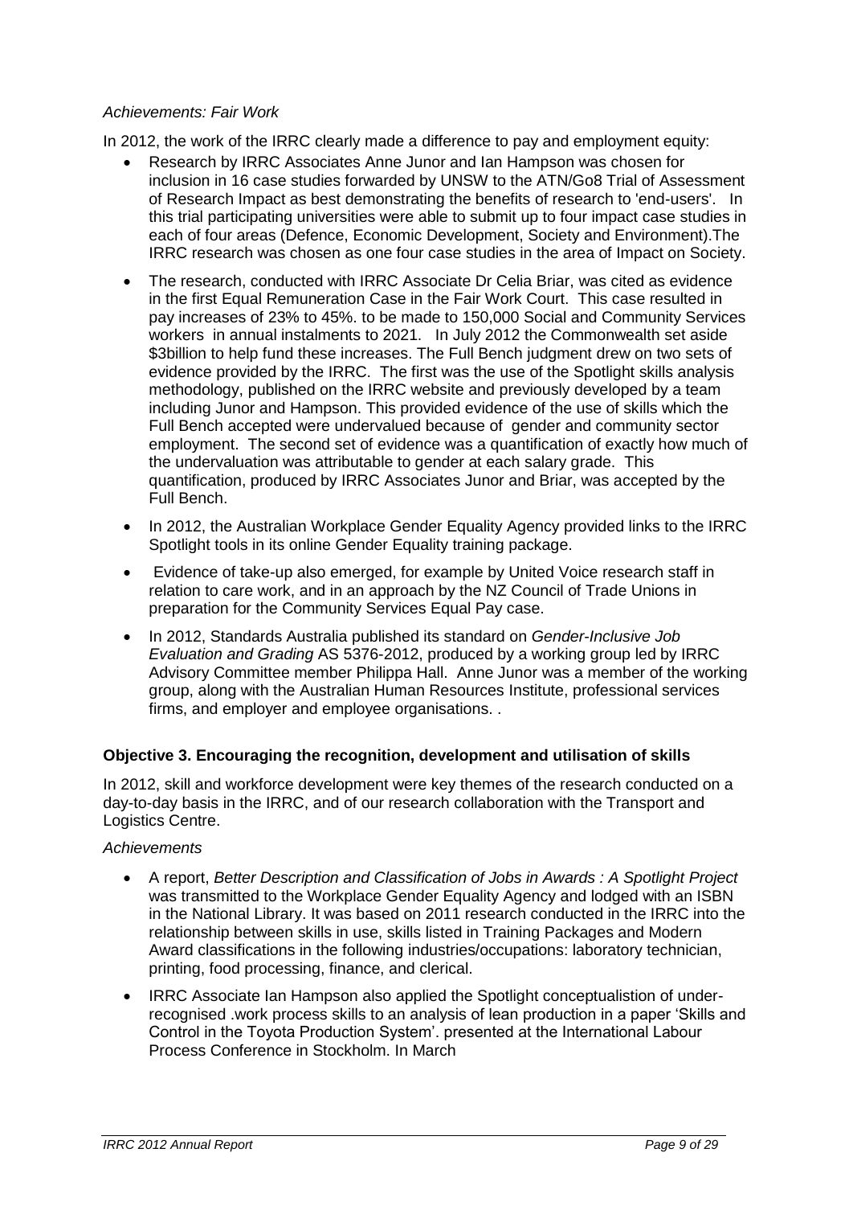*Achievements: Fair Work*

In 2012, the work of the IRRC clearly made a difference to pay and employment equity:

- Research by IRRC Associates Anne Junor and Ian Hampson was chosen for inclusion in 16 case studies forwarded by UNSW to the ATN/Go8 Trial of Assessment of Research Impact as best demonstrating the benefits of research to 'end-users'. In this trial participating universities were able to submit up to four impact case studies in each of four areas (Defence, Economic Development, Society and Environment).The IRRC research was chosen as one four case studies in the area of Impact on Society.
- The research, conducted with IRRC Associate Dr Celia Briar, was cited as evidence in the first Equal Remuneration Case in the Fair Work Court. This case resulted in pay increases of 23% to 45%. to be made to 150,000 Social and Community Services workers in annual instalments to 2021. In July 2012 the Commonwealth set aside $3billion to help fund these increases. The Full Bench judgment drew on two sets of evidence provided by the IRRC. The first was the use of the Spotlight skills analysis methodology, published on the IRRC website and previously developed by a team including Junor and Hampson. This provided evidence of the use of skills which the Full Bench accepted were undervalued because of gender and community sector employment. The second set of evidence was a quantification of exactly how much of the undervaluation was attributable to gender at each salary grade. This quantification, produced by IRRC Associates Junor and Briar, was accepted by the Full Bench.
- In 2012, the Australian Workplace Gender Equality Agency provided links to the IRRC Spotlight tools in its online Gender Equality training package.
- Evidence of take-up also emerged, for example by United Voice research staff in relation to care work, and in an approach by the NZ Council of Trade Unions in preparation for the Community Services Equal Pay case.
- In 2012, Standards Australia published its standard on *Gender-Inclusive Job Evaluation and Grading* AS 5376-2012, produced by a working group led by IRRC Advisory Committee member Philippa Hall. Anne Junor was a member of the working group, along with the Australian Human Resources Institute, professional services firms, and employer and employee organisations. .

**Objective 3. Encouraging the recognition, development and utilisation of skills**

In 2012, skill and workforce development were key themes of the research conducted on a day-to-day basis in the IRRC, and of our research collaboration with the Transport and Logistics Centre.

*Achievements*

- A report, *Better Description and Classification of Jobs in Awards : A Spotlight Project* was transmitted to the Workplace Gender Equality Agency and lodged with an ISBN in the National Library. It was based on 2011 research conducted in the IRRC into the relationship between skills in use, skills listed in Training Packages and Modern Award classifications in the following industries/occupations: laboratory technician, printing, food processing, finance, and clerical.
- IRRC Associate Ian Hampson also applied the Spotlight conceptualistion of under-recognised .work process skills to an analysis of lean production in a paper 'Skills and Control in the Toyota Production System'. presented at the International Labour Process Conference in Stockholm. In March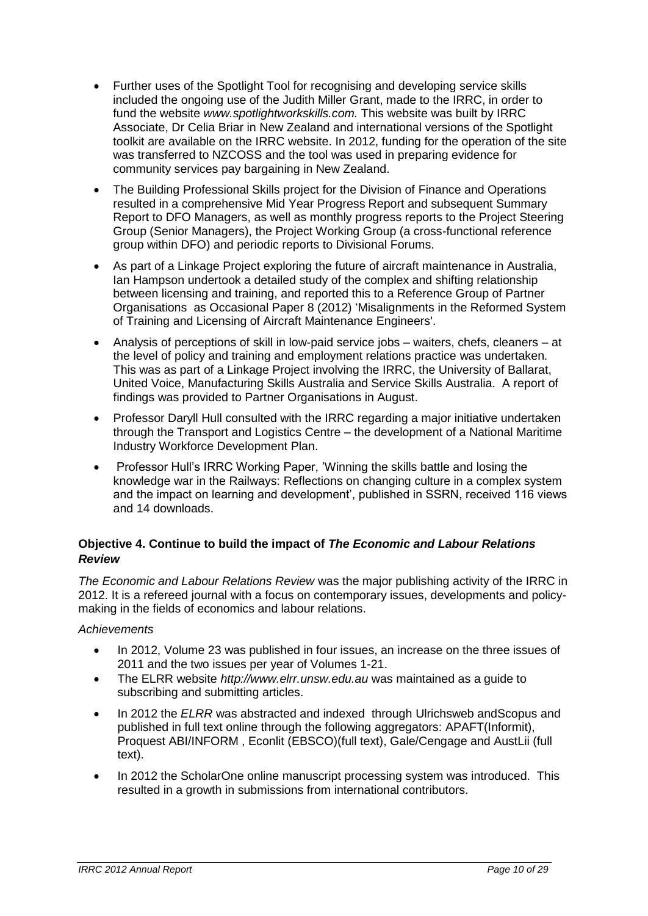- Further uses of the Spotlight Tool for recognising and developing service skills included the ongoing use of the Judith Miller Grant, made to the IRRC, in order to fund the website *www.spotlightworkskills.com.* This website was built by IRRC Associate, Dr Celia Briar in New Zealand and international versions of the Spotlight toolkit are available on the IRRC website. In 2012, funding for the operation of the site was transferred to NZCOSS and the tool was used in preparing evidence for community services pay bargaining in New Zealand.
- The Building Professional Skills project for the Division of Finance and Operations resulted in a comprehensive Mid Year Progress Report and subsequent Summary Report to DFO Managers, as well as monthly progress reports to the Project Steering Group (Senior Managers), the Project Working Group (a cross-functional reference group within DFO) and periodic reports to Divisional Forums.
- As part of a Linkage Project exploring the future of aircraft maintenance in Australia, Ian Hampson undertook a detailed study of the complex and shifting relationship between licensing and training, and reported this to a Reference Group of Partner Organisations as Occasional Paper 8 (2012) 'Misalignments in the Reformed System of Training and Licensing of Aircraft Maintenance Engineers'.
- Analysis of perceptions of skill in low-paid service jobs – waiters, chefs, cleaners – at the level of policy and training and employment relations practice was undertaken. This was as part of a Linkage Project involving the IRRC, the University of Ballarat, United Voice, Manufacturing Skills Australia and Service Skills Australia. A report of findings was provided to Partner Organisations in August.
- Professor Daryll Hull consulted with the IRRC regarding a major initiative undertaken through the Transport and Logistics Centre – the development of a National Maritime Industry Workforce Development Plan.
- Professor Hull's IRRC Working Paper, 'Winning the skills battle and losing the knowledge war in the Railways: Reflections on changing culture in a complex system and the impact on learning and development', published in SSRN, received 116 views and 14 downloads.

### Objective 4. Continue to build the impact of *The Economic and Labour Relations Review*

*The Economic and Labour Relations Review* was the major publishing activity of the IRRC in 2012. It is a refereed journal with a focus on contemporary issues, developments and policy-making in the fields of economics and labour relations.

*Achievements*

- In 2012, Volume 23 was published in four issues, an increase on the three issues of 2011 and the two issues per year of Volumes 1-21.
- The ELRR website *http://www.elrr.unsw.edu.au* was maintained as a guide to subscribing and submitting articles.
- In 2012 the *ELRR* was abstracted and indexed through Ulrichsweb andScopus and published in full text online through the following aggregators: APAFT(Informit), Proquest ABI/INFORM , Econlit (EBSCO)(full text), Gale/Cengage and AustLii (full text).
- In 2012 the ScholarOne online manuscript processing system was introduced. This resulted in a growth in submissions from international contributors.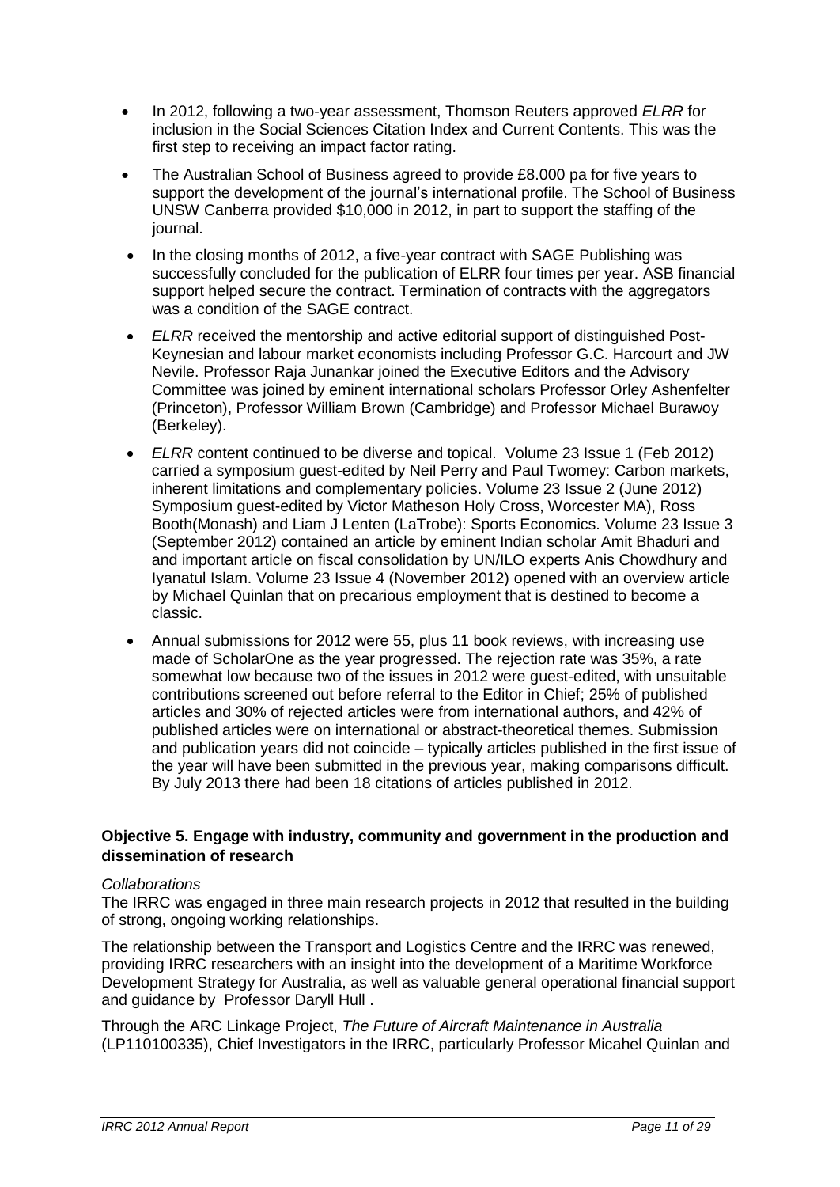- In 2012, following a two-year assessment, Thomson Reuters approved *ELRR* for inclusion in the Social Sciences Citation Index and Current Contents. This was the first step to receiving an impact factor rating.
- The Australian School of Business agreed to provide £8.000 pa for five years to support the development of the journal's international profile. The School of Business UNSW Canberra provided $10,000 in 2012, in part to support the staffing of the journal.
- In the closing months of 2012, a five-year contract with SAGE Publishing was successfully concluded for the publication of ELRR four times per year. ASB financial support helped secure the contract. Termination of contracts with the aggregators was a condition of the SAGE contract.
- *ELRR* received the mentorship and active editorial support of distinguished Post-Keynesian and labour market economists including Professor G.C. Harcourt and JW Nevile. Professor Raja Junankar joined the Executive Editors and the Advisory Committee was joined by eminent international scholars Professor Orley Ashenfelter (Princeton), Professor William Brown (Cambridge) and Professor Michael Burawoy (Berkeley).
- *ELRR* content continued to be diverse and topical. Volume 23 Issue 1 (Feb 2012) carried a symposium guest-edited by Neil Perry and Paul Twomey: Carbon markets, inherent limitations and complementary policies. Volume 23 Issue 2 (June 2012) Symposium guest-edited by Victor Matheson Holy Cross, Worcester MA), Ross Booth(Monash) and Liam J Lenten (LaTrobe): Sports Economics. Volume 23 Issue 3 (September 2012) contained an article by eminent Indian scholar Amit Bhaduri and and important article on fiscal consolidation by UN/ILO experts Anis Chowdhury and Iyanatul Islam. Volume 23 Issue 4 (November 2012) opened with an overview article by Michael Quinlan that on precarious employment that is destined to become a classic.
- Annual submissions for 2012 were 55, plus 11 book reviews, with increasing use made of ScholarOne as the year progressed. The rejection rate was 35%, a rate somewhat low because two of the issues in 2012 were guest-edited, with unsuitable contributions screened out before referral to the Editor in Chief; 25% of published articles and 30% of rejected articles were from international authors, and 42% of published articles were on international or abstract-theoretical themes. Submission and publication years did not coincide – typically articles published in the first issue of the year will have been submitted in the previous year, making comparisons difficult. By July 2013 there had been 18 citations of articles published in 2012.

**Objective 5. Engage with industry, community and government in the production and dissemination of research**

*Collaborations*

The IRRC was engaged in three main research projects in 2012 that resulted in the building of strong, ongoing working relationships.

The relationship between the Transport and Logistics Centre and the IRRC was renewed, providing IRRC researchers with an insight into the development of a Maritime Workforce Development Strategy for Australia, as well as valuable general operational financial support and guidance by Professor Daryll Hull .

Through the ARC Linkage Project, *The Future of Aircraft Maintenance in Australia* (LP110100335), Chief Investigators in the IRRC, particularly Professor Micahel Quinlan and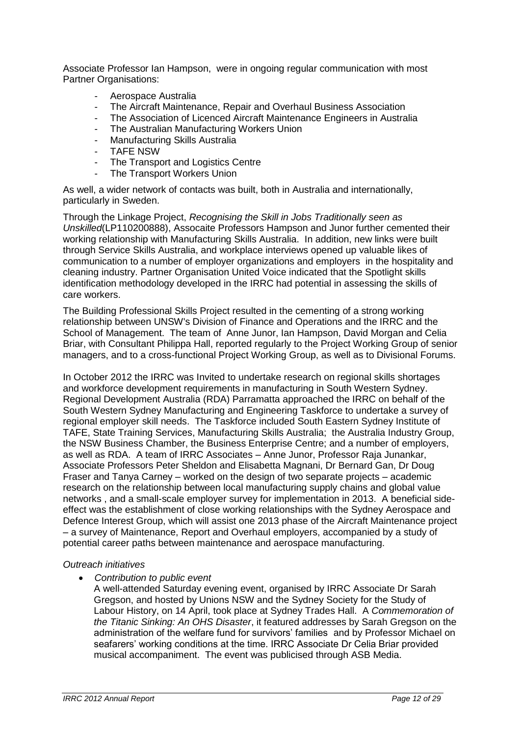Associate Professor Ian Hampson, were in ongoing regular communication with most Partner Organisations:

- Aerospace Australia
- The Aircraft Maintenance, Repair and Overhaul Business Association
- The Association of Licenced Aircraft Maintenance Engineers in Australia
- The Australian Manufacturing Workers Union
- Manufacturing Skills Australia
- TAFE NSW
- The Transport and Logistics Centre
- The Transport Workers Union

As well, a wider network of contacts was built, both in Australia and internationally, particularly in Sweden.

Through the Linkage Project, *Recognising the Skill in Jobs Traditionally seen as Unskilled*(LP110200888), Assocaite Professors Hampson and Junor further cemented their working relationship with Manufacturing Skills Australia. In addition, new links were built through Service Skills Australia, and workplace interviews opened up valuable likes of communication to a number of employer organizations and employers in the hospitality and cleaning industry. Partner Organisation United Voice indicated that the Spotlight skills identification methodology developed in the IRRC had potential in assessing the skills of care workers.

The Building Professional Skills Project resulted in the cementing of a strong working relationship between UNSW's Division of Finance and Operations and the IRRC and the School of Management. The team of Anne Junor, Ian Hampson, David Morgan and Celia Briar, with Consultant Philippa Hall, reported regularly to the Project Working Group of senior managers, and to a cross-functional Project Working Group, as well as to Divisional Forums.

In October 2012 the IRRC was Invited to undertake research on regional skills shortages and workforce development requirements in manufacturing in South Western Sydney. Regional Development Australia (RDA) Parramatta approached the IRRC on behalf of the South Western Sydney Manufacturing and Engineering Taskforce to undertake a survey of regional employer skill needs. The Taskforce included South Eastern Sydney Institute of TAFE, State Training Services, Manufacturing Skills Australia; the Australia Industry Group, the NSW Business Chamber, the Business Enterprise Centre; and a number of employers, as well as RDA. A team of IRRC Associates – Anne Junor, Professor Raja Junankar, Associate Professors Peter Sheldon and Elisabetta Magnani, Dr Bernard Gan, Dr Doug Fraser and Tanya Carney – worked on the design of two separate projects – academic research on the relationship between local manufacturing supply chains and global value networks , and a small-scale employer survey for implementation in 2013. A beneficial side-effect was the establishment of close working relationships with the Sydney Aerospace and Defence Interest Group, which will assist one 2013 phase of the Aircraft Maintenance project – a survey of Maintenance, Report and Overhaul employers, accompanied by a study of potential career paths between maintenance and aerospace manufacturing.

*Outreach initiatives*

- *Contribution to public event*

  A well-attended Saturday evening event, organised by IRRC Associate Dr Sarah Gregson, and hosted by Unions NSW and the Sydney Society for the Study of Labour History, on 14 April, took place at Sydney Trades Hall. A *Commemoration of the Titanic Sinking: An OHS Disaster*, it featured addresses by Sarah Gregson on the administration of the welfare fund for survivors' families and by Professor Michael on seafarers' working conditions at the time. IRRC Associate Dr Celia Briar provided musical accompaniment. The event was publicised through ASB Media.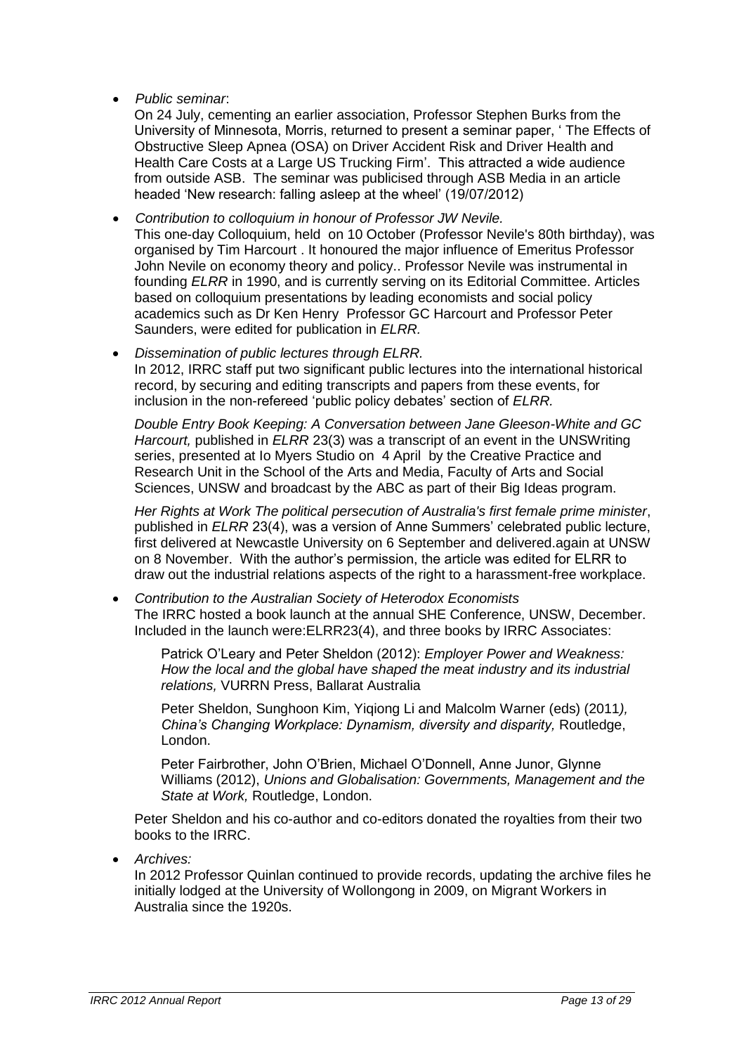- *Public seminar*:

  On 24 July, cementing an earlier association, Professor Stephen Burks from the University of Minnesota, Morris, returned to present a seminar paper, ' The Effects of Obstructive Sleep Apnea (OSA) on Driver Accident Risk and Driver Health and Health Care Costs at a Large US Trucking Firm'. This attracted a wide audience from outside ASB. The seminar was publicised through ASB Media in an article headed 'New research: falling asleep at the wheel' (19/07/2012)

- *Contribution to colloquium in honour of Professor JW Nevile.*

  This one-day Colloquium, held on 10 October (Professor Nevile's 80th birthday), was organised by Tim Harcourt . It honoured the major influence of Emeritus Professor John Nevile on economy theory and policy.. Professor Nevile was instrumental in founding *ELRR* in 1990, and is currently serving on its Editorial Committee. Articles based on colloquium presentations by leading economists and social policy academics such as Dr Ken Henry Professor GC Harcourt and Professor Peter Saunders, were edited for publication in *ELRR.*

- *Dissemination of public lectures through ELRR.*

  In 2012, IRRC staff put two significant public lectures into the international historical record, by securing and editing transcripts and papers from these events, for inclusion in the non-refereed 'public policy debates' section of *ELRR.*

  *Double Entry Book Keeping: A Conversation between Jane Gleeson-White and GC Harcourt,* published in *ELRR* 23(3) was a transcript of an event in the UNSWriting series, presented at Io Myers Studio on 4 April by the Creative Practice and Research Unit in the School of the Arts and Media, Faculty of Arts and Social Sciences, UNSW and broadcast by the ABC as part of their Big Ideas program.

  *Her Rights at Work The political persecution of Australia's first female prime minister*, published in *ELRR* 23(4), was a version of Anne Summers' celebrated public lecture, first delivered at Newcastle University on 6 September and delivered.again at UNSW on 8 November. With the author's permission, the article was edited for ELRR to draw out the industrial relations aspects of the right to a harassment-free workplace.

- *Contribution to the Australian Society of Heterodox Economists*

  The IRRC hosted a book launch at the annual SHE Conference, UNSW, December. Included in the launch were:ELRR23(4), and three books by IRRC Associates:

  Patrick O'Leary and Peter Sheldon (2012): *Employer Power and Weakness: How the local and the global have shaped the meat industry and its industrial relations,* VURRN Press, Ballarat Australia

  Peter Sheldon, Sunghoon Kim, Yiqiong Li and Malcolm Warner (eds) (2011*), China's Changing Workplace: Dynamism, diversity and disparity,* Routledge, London.

  Peter Fairbrother, John O'Brien, Michael O'Donnell, Anne Junor, Glynne Williams (2012), *Unions and Globalisation: Governments, Management and the State at Work,* Routledge, London.

  Peter Sheldon and his co-author and co-editors donated the royalties from their two books to the IRRC.

- *Archives:*

  In 2012 Professor Quinlan continued to provide records, updating the archive files he initially lodged at the University of Wollongong in 2009, on Migrant Workers in Australia since the 1920s.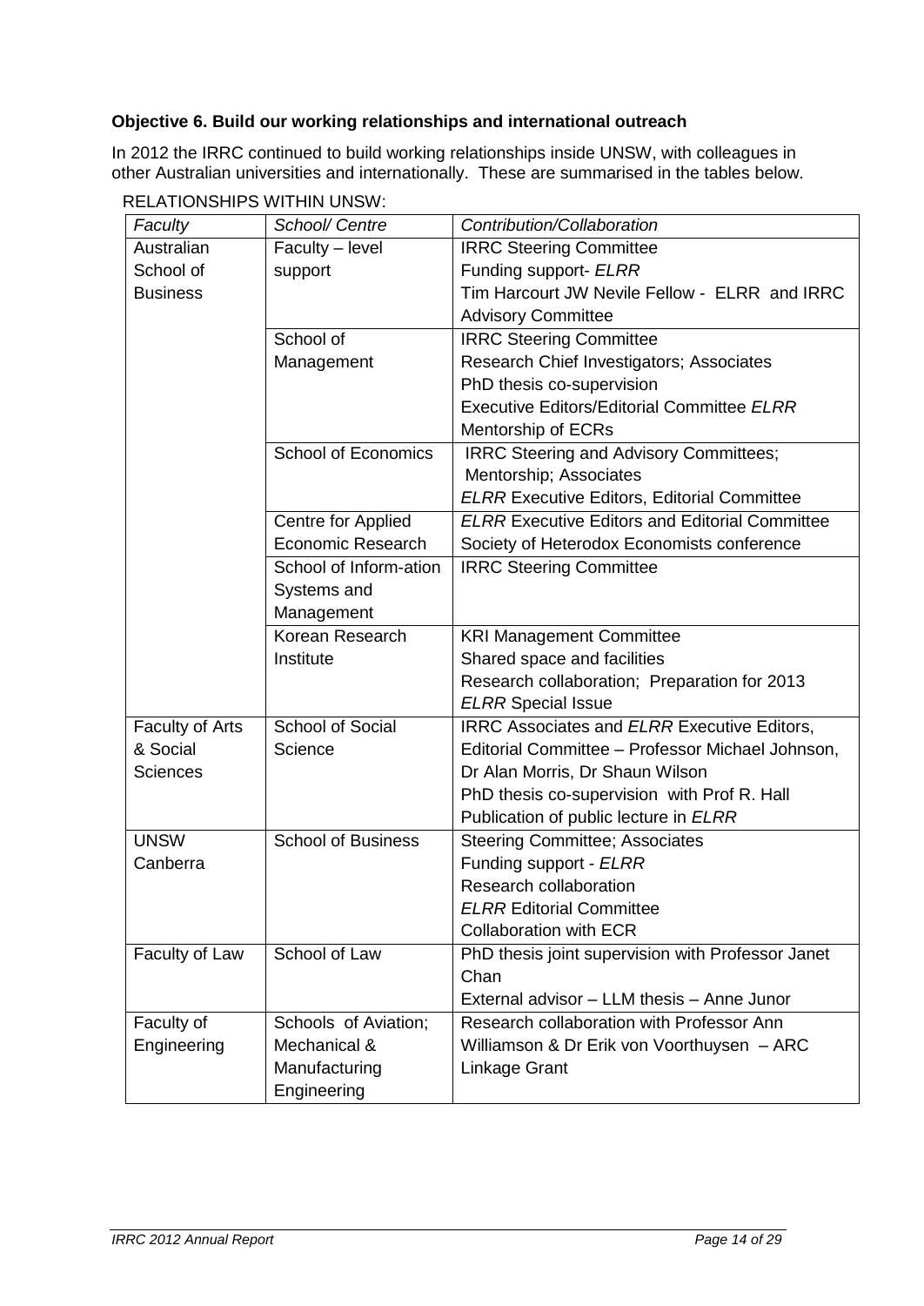**Objective 6. Build our working relationships and international outreach**

In 2012 the IRRC continued to build working relationships inside UNSW, with colleagues in other Australian universities and internationally. These are summarised in the tables below.

RELATIONSHIPS WITHIN UNSW:

| *Faculty* | *School/ Centre* | *Contribution/Collaboration* |
|---|---|---|
| Australian School of Business | Faculty – level support | IRRC Steering Committee<br>Funding support- *ELRR*<br>Tim Harcourt JW Nevile Fellow - ELRR and IRRC Advisory Committee |
| | School of Management | IRRC Steering Committee<br>Research Chief Investigators; Associates<br>PhD thesis co-supervision<br>Executive Editors/Editorial Committee *ELRR*<br>Mentorship of ECRs |
| | School of Economics | IRRC Steering and Advisory Committees;<br>Mentorship; Associates<br>*ELRR* Executive Editors, Editorial Committee |
| | Centre for Applied Economic Research | *ELRR* Executive Editors and Editorial Committee<br>Society of Heterodox Economists conference |
| | School of Inform-ation Systems and Management | IRRC Steering Committee |
| | Korean Research Institute | KRI Management Committee<br>Shared space and facilities<br>Research collaboration; Preparation for 2013 *ELRR* Special Issue |
| Faculty of Arts & Social Sciences | School of Social Science | IRRC Associates and *ELRR* Executive Editors, Editorial Committee – Professor Michael Johnson, Dr Alan Morris, Dr Shaun Wilson<br>PhD thesis co-supervision with Prof R. Hall<br>Publication of public lecture in *ELRR* |
| UNSW Canberra | School of Business | Steering Committee; Associates<br>Funding support - *ELRR*<br>Research collaboration<br>*ELRR* Editorial Committee<br>Collaboration with ECR |
| Faculty of Law | School of Law | PhD thesis joint supervision with Professor Janet Chan<br>External advisor – LLM thesis – Anne Junor |
| Faculty of Engineering | Schools of Aviation; Mechanical & Manufacturing Engineering | Research collaboration with Professor Ann Williamson & Dr Erik von Voorthuysen – ARC Linkage Grant |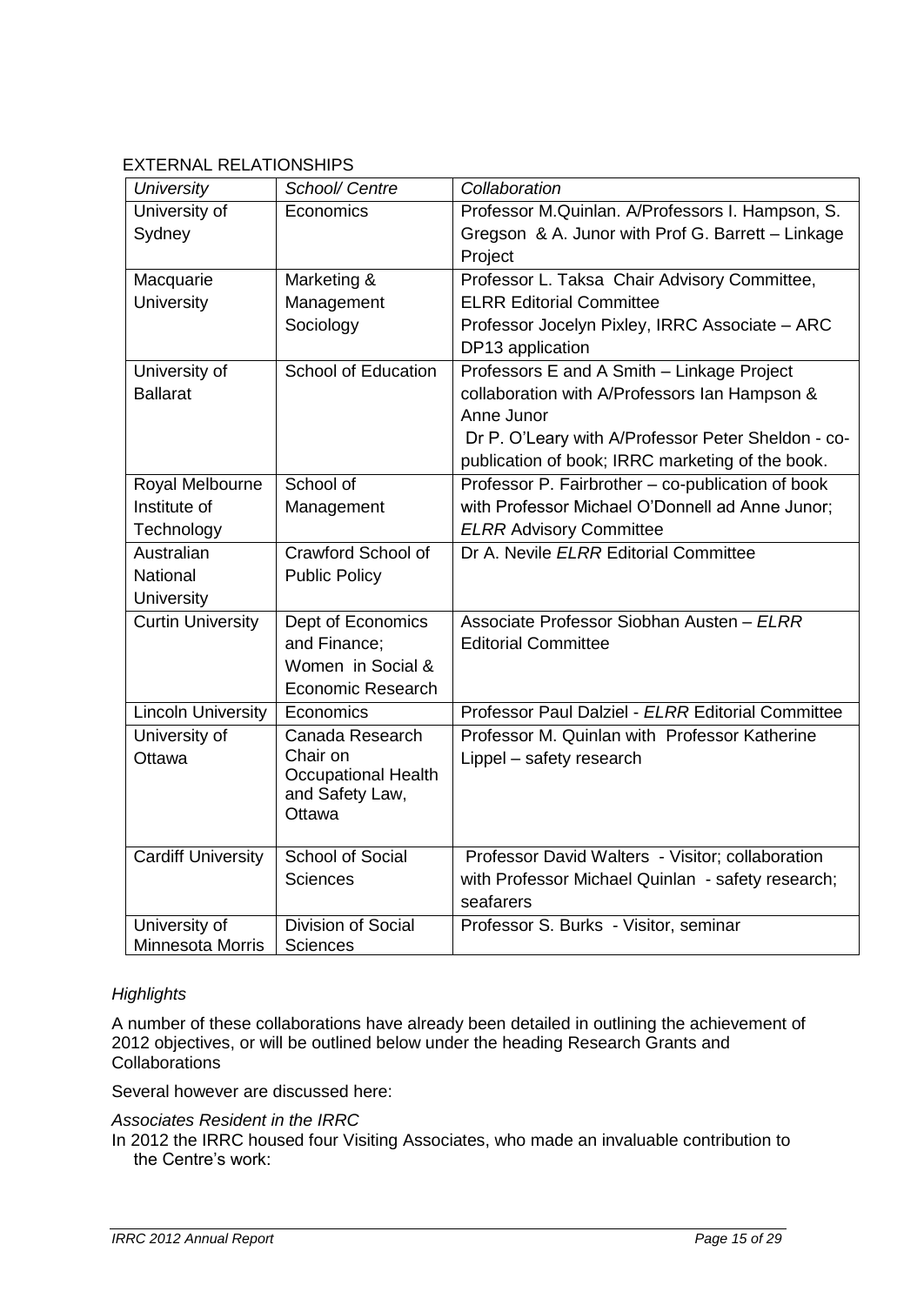EXTERNAL RELATIONSHIPS

| *University* | *School/ Centre* | *Collaboration* |
|---|---|---|
| University of Sydney | Economics | Professor M.Quinlan. A/Professors I. Hampson, S. Gregson & A. Junor with Prof G. Barrett – Linkage Project |
| Macquarie University | Marketing & Management<br>Sociology | Professor L. Taksa Chair Advisory Committee, ELRR Editorial Committee<br>Professor Jocelyn Pixley, IRRC Associate – ARC DP13 application |
| University of Ballarat | School of Education | Professors E and A Smith – Linkage Project collaboration with A/Professors Ian Hampson & Anne Junor<br>Dr P. O'Leary with A/Professor Peter Sheldon - co-publication of book; IRRC marketing of the book. |
| Royal Melbourne Institute of Technology | School of Management | Professor P. Fairbrother – co-publication of book with Professor Michael O'Donnell ad Anne Junor; *ELRR* Advisory Committee |
| Australian National University | Crawford School of Public Policy | Dr A. Nevile *ELRR* Editorial Committee |
| Curtin University | Dept of Economics and Finance;<br>Women in Social & Economic Research | Associate Professor Siobhan Austen – *ELRR* Editorial Committee |
| Lincoln University | Economics | Professor Paul Dalziel - *ELRR* Editorial Committee |
| University of Ottawa | Canada Research Chair on Occupational Health and Safety Law, Ottawa | Professor M. Quinlan with Professor Katherine Lippel – safety research |
| Cardiff University | School of Social Sciences | Professor David Walters - Visitor; collaboration with Professor Michael Quinlan - safety research; seafarers |
| University of Minnesota Morris | Division of Social Sciences | Professor S. Burks - Visitor, seminar |

*Highlights*

A number of these collaborations have already been detailed in outlining the achievement of 2012 objectives, or will be outlined below under the heading Research Grants and Collaborations

Several however are discussed here:

*Associates Resident in the IRRC*

In 2012 the IRRC housed four Visiting Associates, who made an invaluable contribution to the Centre's work: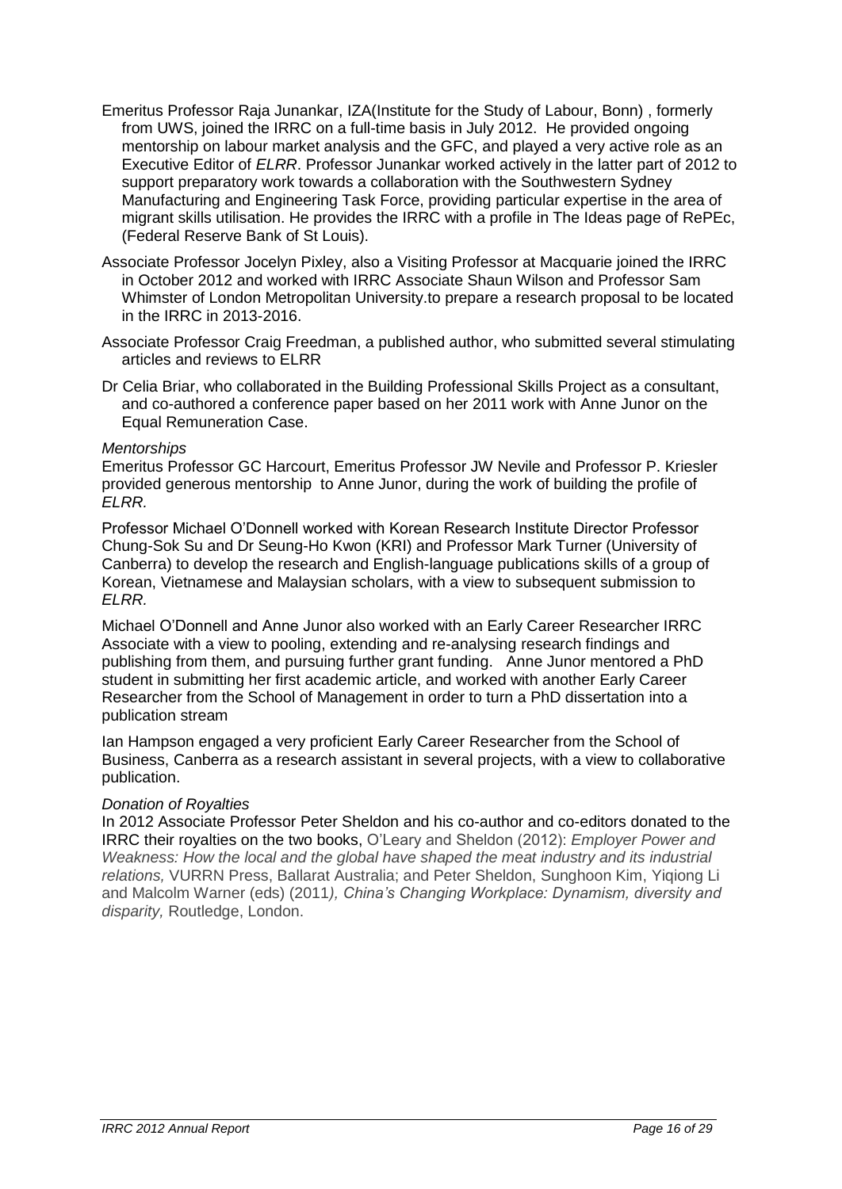Emeritus Professor Raja Junankar, IZA(Institute for the Study of Labour, Bonn) , formerly from UWS, joined the IRRC on a full-time basis in July 2012. He provided ongoing mentorship on labour market analysis and the GFC, and played a very active role as an Executive Editor of *ELRR*. Professor Junankar worked actively in the latter part of 2012 to support preparatory work towards a collaboration with the Southwestern Sydney Manufacturing and Engineering Task Force, providing particular expertise in the area of migrant skills utilisation. He provides the IRRC with a profile in The Ideas page of RePEc, (Federal Reserve Bank of St Louis).

Associate Professor Jocelyn Pixley, also a Visiting Professor at Macquarie joined the IRRC in October 2012 and worked with IRRC Associate Shaun Wilson and Professor Sam Whimster of London Metropolitan University.to prepare a research proposal to be located in the IRRC in 2013-2016.

Associate Professor Craig Freedman, a published author, who submitted several stimulating articles and reviews to ELRR

Dr Celia Briar, who collaborated in the Building Professional Skills Project as a consultant, and co-authored a conference paper based on her 2011 work with Anne Junor on the Equal Remuneration Case.

*Mentorships*

Emeritus Professor GC Harcourt, Emeritus Professor JW Nevile and Professor P. Kriesler provided generous mentorship to Anne Junor, during the work of building the profile of *ELRR.*

Professor Michael O'Donnell worked with Korean Research Institute Director Professor Chung-Sok Su and Dr Seung-Ho Kwon (KRI) and Professor Mark Turner (University of Canberra) to develop the research and English-language publications skills of a group of Korean, Vietnamese and Malaysian scholars, with a view to subsequent submission to *ELRR.*

Michael O'Donnell and Anne Junor also worked with an Early Career Researcher IRRC Associate with a view to pooling, extending and re-analysing research findings and publishing from them, and pursuing further grant funding. Anne Junor mentored a PhD student in submitting her first academic article, and worked with another Early Career Researcher from the School of Management in order to turn a PhD dissertation into a publication stream

Ian Hampson engaged a very proficient Early Career Researcher from the School of Business, Canberra as a research assistant in several projects, with a view to collaborative publication.

*Donation of Royalties*

In 2012 Associate Professor Peter Sheldon and his co-author and co-editors donated to the IRRC their royalties on the two books, O'Leary and Sheldon (2012): *Employer Power and Weakness: How the local and the global have shaped the meat industry and its industrial relations,* VURRN Press, Ballarat Australia; and Peter Sheldon, Sunghoon Kim, Yiqiong Li and Malcolm Warner (eds) (2011*), China's Changing Workplace: Dynamism, diversity and disparity,* Routledge, London.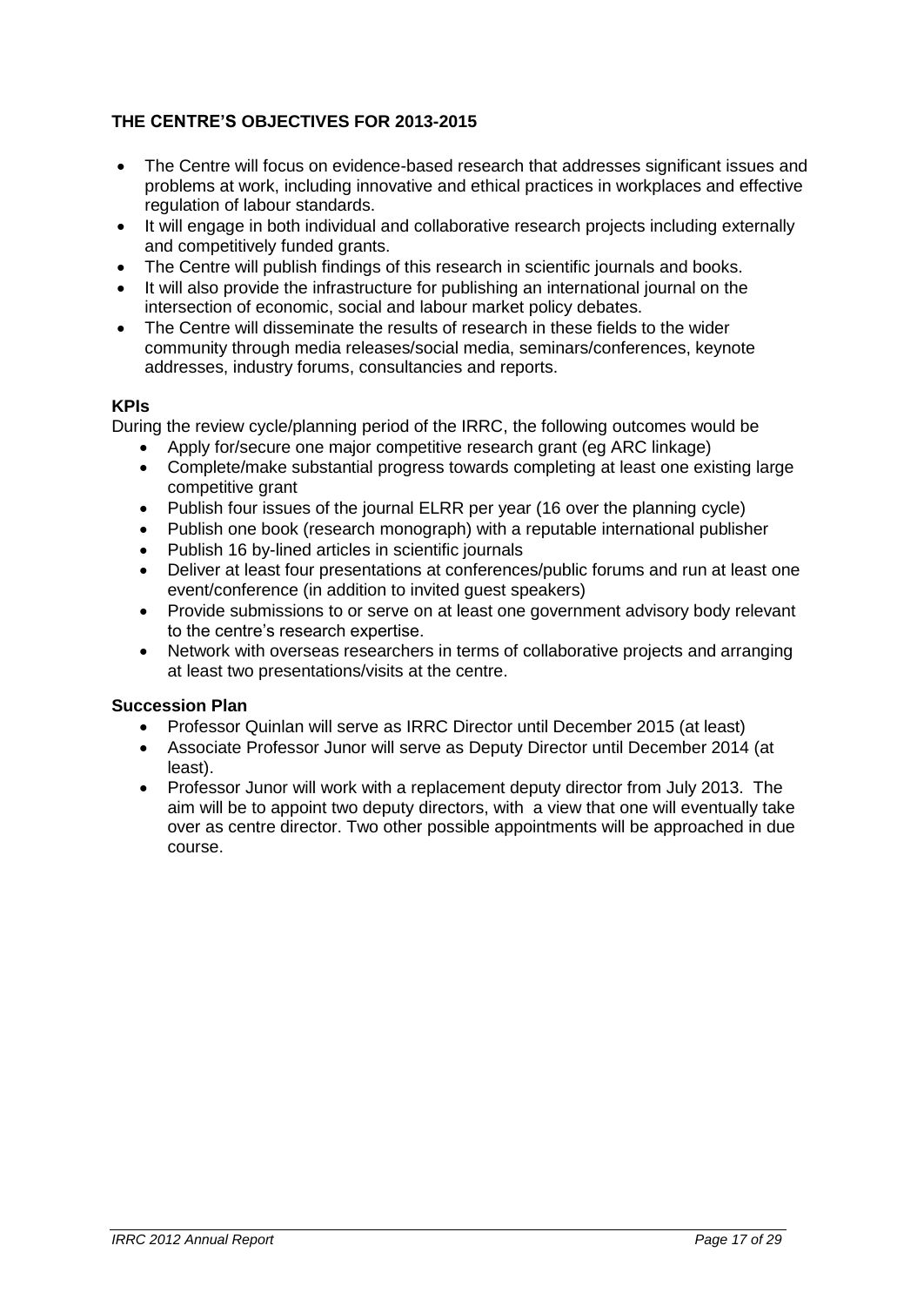## THE CENTRE'S OBJECTIVES FOR 2013-2015

- The Centre will focus on evidence-based research that addresses significant issues and problems at work, including innovative and ethical practices in workplaces and effective regulation of labour standards.
- It will engage in both individual and collaborative research projects including externally and competitively funded grants.
- The Centre will publish findings of this research in scientific journals and books.
- It will also provide the infrastructure for publishing an international journal on the intersection of economic, social and labour market policy debates.
- The Centre will disseminate the results of research in these fields to the wider community through media releases/social media, seminars/conferences, keynote addresses, industry forums, consultancies and reports.

### KPIs

During the review cycle/planning period of the IRRC, the following outcomes would be

- Apply for/secure one major competitive research grant (eg ARC linkage)
- Complete/make substantial progress towards completing at least one existing large competitive grant
- Publish four issues of the journal ELRR per year (16 over the planning cycle)
- Publish one book (research monograph) with a reputable international publisher
- Publish 16 by-lined articles in scientific journals
- Deliver at least four presentations at conferences/public forums and run at least one event/conference (in addition to invited guest speakers)
- Provide submissions to or serve on at least one government advisory body relevant to the centre's research expertise.
- Network with overseas researchers in terms of collaborative projects and arranging at least two presentations/visits at the centre.

### Succession Plan

- Professor Quinlan will serve as IRRC Director until December 2015 (at least)
- Associate Professor Junor will serve as Deputy Director until December 2014 (at least).
- Professor Junor will work with a replacement deputy director from July 2013. The aim will be to appoint two deputy directors, with a view that one will eventually take over as centre director. Two other possible appointments will be approached in due course.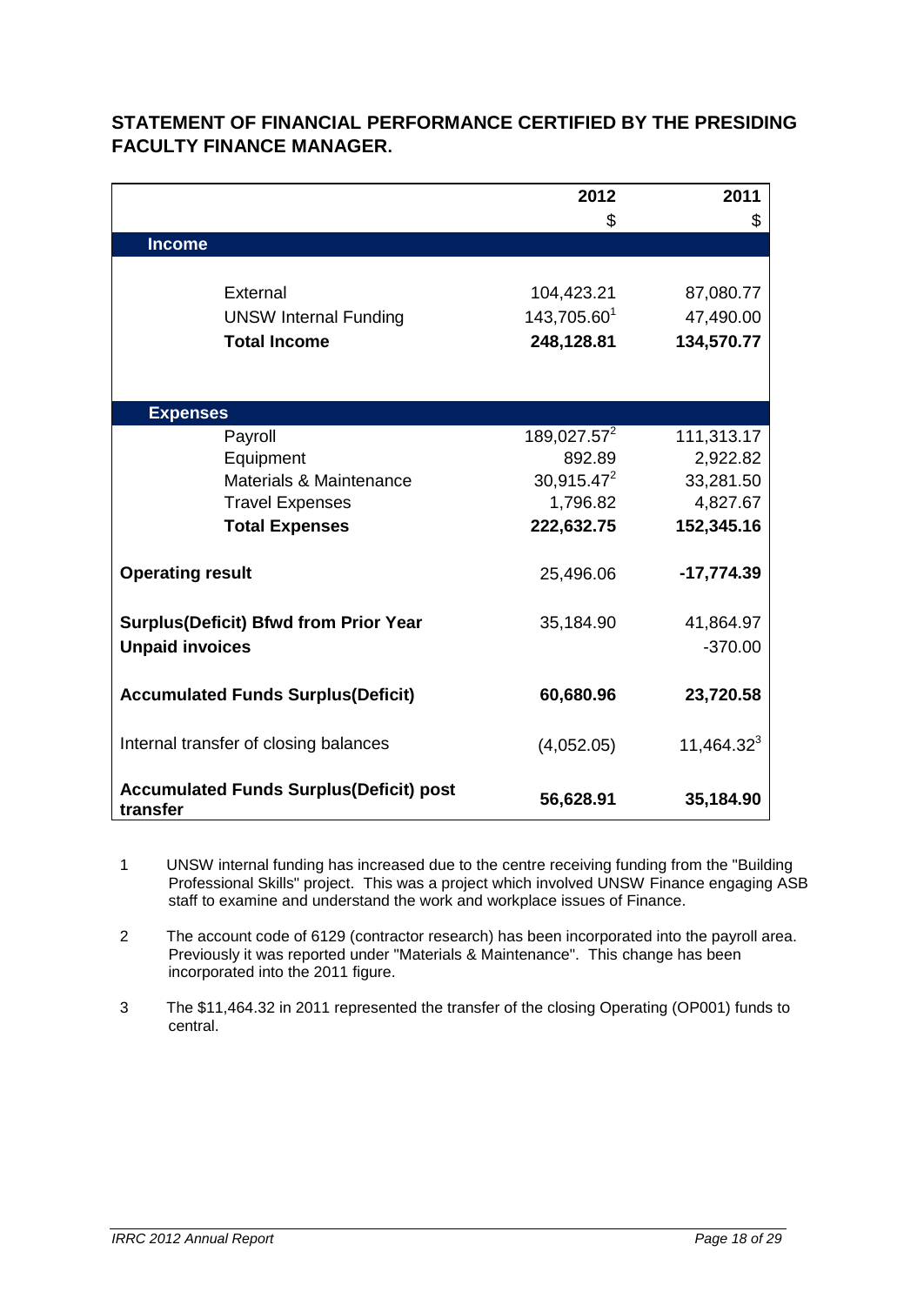## STATEMENT OF FINANCIAL PERFORMANCE CERTIFIED BY THE PRESIDING FACULTY FINANCE MANAGER.

| | 2012 | 2011 |
|---|---|---|
| | $ | $ |
| **Income** | | |
| External | 104,423.21 | 87,080.77 |
| UNSW Internal Funding | 143,705.60[1] | 47,490.00 |
| **Total Income** | **248,128.81** | **134,570.77** |
| **Expenses** | | |
| Payroll | 189,027.57[2] | 111,313.17 |
| Equipment | 892.89 | 2,922.82 |
| Materials & Maintenance | 30,915.47[2] | 33,281.50 |
| Travel Expenses | 1,796.82 | 4,827.67 |
| **Total Expenses** | **222,632.75** | **152,345.16** |
| **Operating result** | 25,496.06 | **-17,774.39** |
| **Surplus(Deficit) Bfwd from Prior Year** | 35,184.90 | 41,864.97 |
| **Unpaid invoices** | | -370.00 |
| **Accumulated Funds Surplus(Deficit)** | **60,680.96** | **23,720.58** |
| Internal transfer of closing balances | (4,052.05) | 11,464.32[3] |
| **Accumulated Funds Surplus(Deficit) post transfer** | **56,628.91** | **35,184.90** |

1 UNSW internal funding has increased due to the centre receiving funding from the "Building Professional Skills" project. This was a project which involved UNSW Finance engaging ASB staff to examine and understand the work and workplace issues of Finance.

2 The account code of 6129 (contractor research) has been incorporated into the payroll area. Previously it was reported under "Materials & Maintenance". This change has been incorporated into the 2011 figure.

3 The $11,464.32 in 2011 represented the transfer of the closing Operating (OP001) funds to central.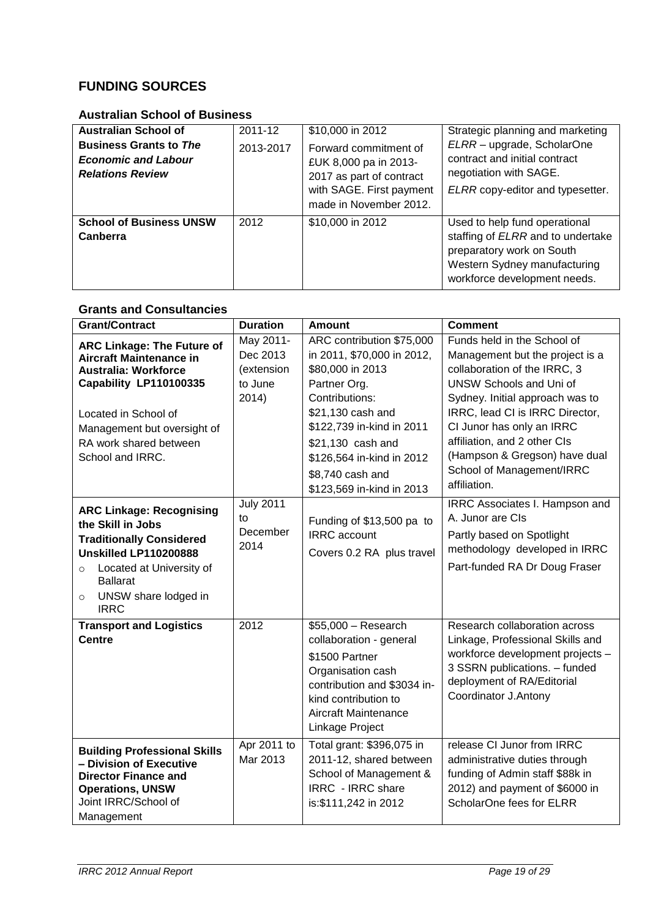## FUNDING SOURCES

### Australian School of Business

| | | | |
|---|---|---|---|
| **Australian School of Business Grants to *The Economic and Labour Relations Review*** | 2011-12<br>2013-2017 | \$10,000 in 2012<br>Forward commitment of £UK 8,000 pa in 2013-2017 as part of contract with SAGE. First payment made in November 2012. | Strategic planning and marketing *ELRR* – upgrade, ScholarOne contract and initial contract negotiation with SAGE.<br>*ELRR* copy-editor and typesetter. |
| **School of Business UNSW Canberra** | 2012 | \$10,000 in 2012 | Used to help fund operational staffing of *ELRR* and to undertake preparatory work on South Western Sydney manufacturing workforce development needs. |

### Grants and Consultancies

| Grant/Contract | Duration | Amount | Comment |
|---|---|---|---|
| **ARC Linkage: The Future of Aircraft Maintenance in Australia: Workforce Capability LP110100335**<br>Located in School of Management but oversight of RA work shared between School and IRRC. | May 2011-Dec 2013 (extension to June 2014) | ARC contribution \$75,000 in 2011, \$70,000 in 2012, \$80,000 in 2013<br>Partner Org. Contributions:<br>\$21,130 cash and \$122,739 in-kind in 2011<br>\$21,130 cash and \$126,564 in-kind in 2012<br>\$8,740 cash and \$123,569 in-kind in 2013 | Funds held in the School of Management but the project is a collaboration of the IRRC, 3 UNSW Schools and Uni of Sydney. Initial approach was to IRRC, lead CI is IRRC Director, CI Junor has only an IRRC affiliation, and 2 other CIs (Hampson & Gregson) have dual School of Management/IRRC affiliation. |
| **ARC Linkage: Recognising the Skill in Jobs Traditionally Considered Unskilled LP110200888**<br>o Located at University of Ballarat<br>o UNSW share lodged in IRRC | July 2011 to December 2014 | Funding of \$13,500 pa to IRRC account<br>Covers 0.2 RA plus travel | IRRC Associates I. Hampson and A. Junor are CIs<br>Partly based on Spotlight methodology developed in IRRC<br>Part-funded RA Dr Doug Fraser |
| **Transport and Logistics Centre** | 2012 | \$55,000 – Research collaboration - general<br>\$1500 Partner Organisation cash contribution and \$3034 in-kind contribution to Aircraft Maintenance Linkage Project | Research collaboration across Linkage, Professional Skills and workforce development projects – 3 SSRN publications. – funded deployment of RA/Editorial Coordinator J.Antony |
| **Building Professional Skills – Division of Executive Director Finance and Operations, UNSW**<br>Joint IRRC/School of Management | Apr 2011 to Mar 2013 | Total grant: \$396,075 in 2011-12, shared between School of Management & IRRC - IRRC share is:\$111,242 in 2012 | release CI Junor from IRRC administrative duties through funding of Admin staff \$88k in 2012) and payment of \$6000 in ScholarOne fees for ELRR |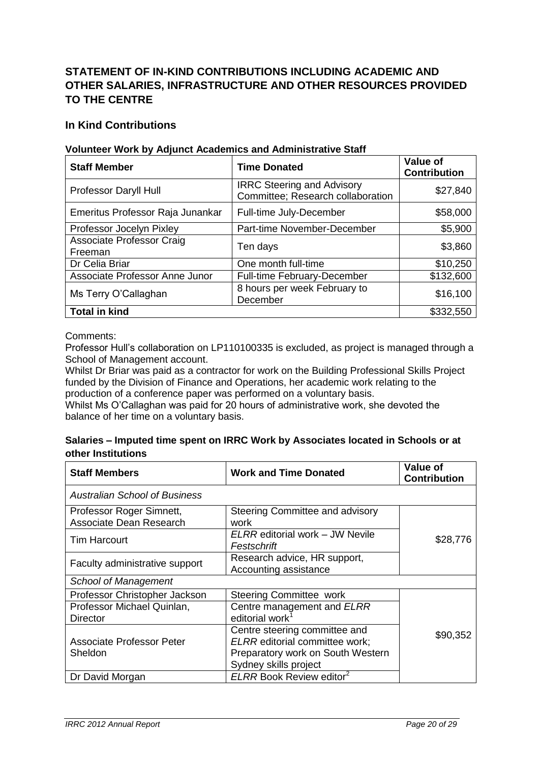## STATEMENT OF IN-KIND CONTRIBUTIONS INCLUDING ACADEMIC AND OTHER SALARIES, INFRASTRUCTURE AND OTHER RESOURCES PROVIDED TO THE CENTRE

### In Kind Contributions

**Volunteer Work by Adjunct Academics and Administrative Staff**

| Staff Member | Time Donated | Value of Contribution |
|---|---|---|
| Professor Daryll Hull | IRRC Steering and Advisory Committee; Research collaboration | \$27,840 |
| Emeritus Professor Raja Junankar | Full-time July-December | \$58,000 |
| Professor Jocelyn Pixley | Part-time November-December | \$5,900 |
| Associate Professor Craig Freeman | Ten days | \$3,860 |
| Dr Celia Briar | One month full-time | \$10,250 |
| Associate Professor Anne Junor | Full-time February-December | \$132,600 |
| Ms Terry O'Callaghan | 8 hours per week February to December | \$16,100 |
| **Total in kind** | | \$332,550 |

Comments:
Professor Hull's collaboration on LP110100335 is excluded, as project is managed through a School of Management account.
Whilst Dr Briar was paid as a contractor for work on the Building Professional Skills Project funded by the Division of Finance and Operations, her academic work relating to the production of a conference paper was performed on a voluntary basis.
Whilst Ms O'Callaghan was paid for 20 hours of administrative work, she devoted the balance of her time on a voluntary basis.

**Salaries – Imputed time spent on IRRC Work by Associates located in Schools or at other Institutions**

| Staff Members | Work and Time Donated | Value of Contribution |
|---|---|---|
| *Australian School of Business* | | |
| Professor Roger Simnett, Associate Dean Research | Steering Committee and advisory work | \$28,776 |
| Tim Harcourt | *ELRR* editorial work – JW Nevile *Festschrift* | |
| Faculty administrative support | Research advice, HR support, Accounting assistance | |
| *School of Management* | | |
| Professor Christopher Jackson | Steering Committee work | \$90,352 |
| Professor Michael Quinlan, Director | Centre management and *ELRR* editorial work[1] | |
| Associate Professor Peter Sheldon | Centre steering committee and *ELRR* editorial committee work; Preparatory work on South Western Sydney skills project | |
| Dr David Morgan | *ELRR* Book Review editor[2] | |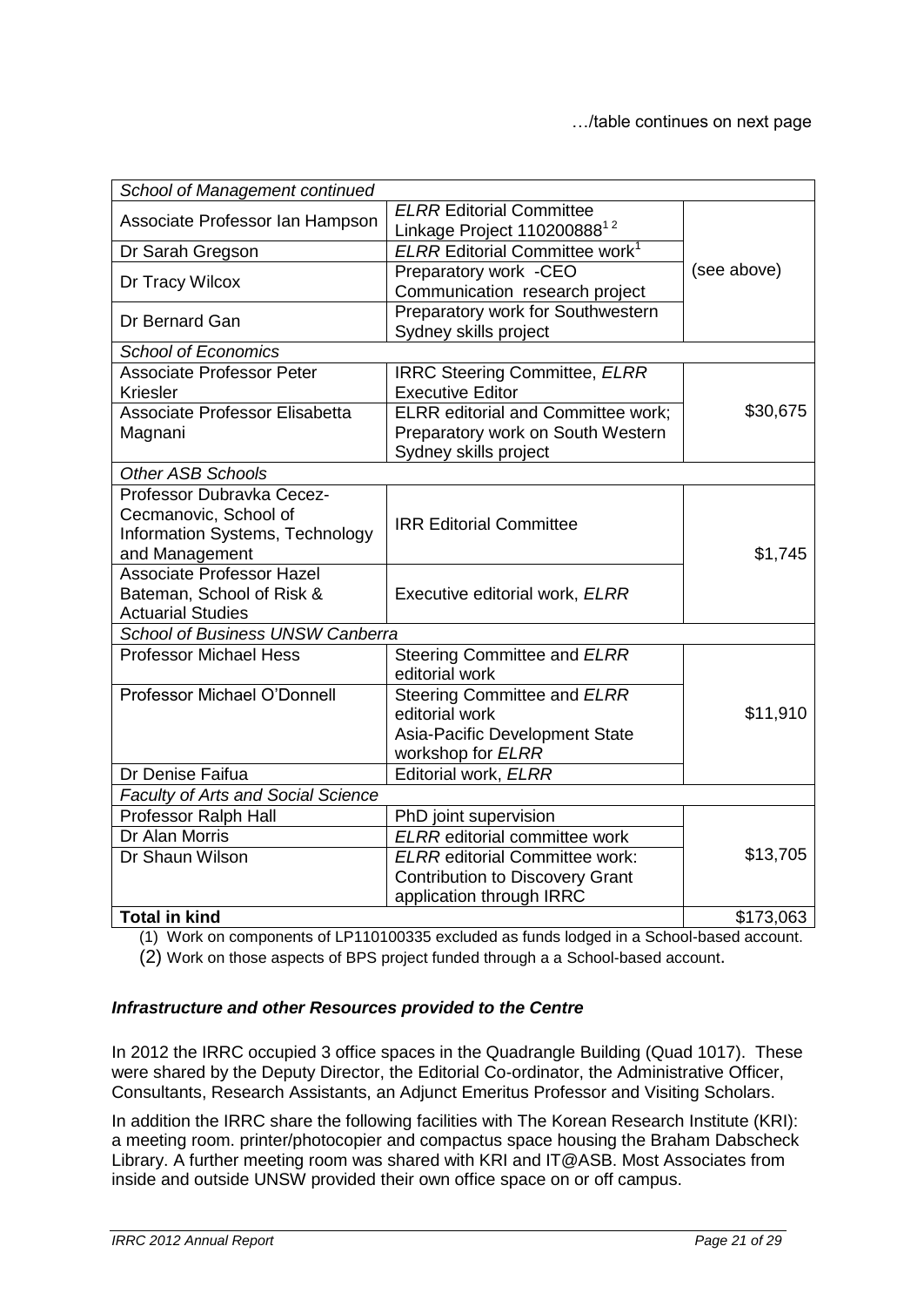…/table continues on next page

| *School of Management continued* | | |
|---|---|---|
| Associate Professor Ian Hampson | *ELRR* Editorial Committee<br>Linkage Project 110200888[1 2] | (see above) |
| Dr Sarah Gregson | *ELRR* Editorial Committee work[1] | |
| Dr Tracy Wilcox | Preparatory work -CEO Communication research project | |
| Dr Bernard Gan | Preparatory work for Southwestern Sydney skills project | |
| *School of Economics* | | |
| Associate Professor Peter Kriesler | IRRC Steering Committee, *ELRR* Executive Editor | $30,675 |
| Associate Professor Elisabetta Magnani | ELRR editorial and Committee work; Preparatory work on South Western Sydney skills project | |
| *Other ASB Schools* | | |
| Professor Dubravka Cecez-Cecmanovic, School of Information Systems, Technology and Management | IRR Editorial Committee | $1,745 |
| Associate Professor Hazel Bateman, School of Risk & Actuarial Studies | Executive editorial work, *ELRR* | |
| *School of Business UNSW Canberra* | | |
| Professor Michael Hess | Steering Committee and *ELRR* editorial work | $11,910 |
| Professor Michael O'Donnell | Steering Committee and *ELRR* editorial work<br>Asia-Pacific Development State workshop for *ELRR* | |
| Dr Denise Faifua | Editorial work, *ELRR* | |
| *Faculty of Arts and Social Science* | | |
| Professor Ralph Hall | PhD joint supervision | $13,705 |
| Dr Alan Morris | *ELRR* editorial committee work | |
| Dr Shaun Wilson | *ELRR* editorial Committee work: Contribution to Discovery Grant application through IRRC | |
| **Total in kind** | | $173,063 |

(1) Work on components of LP110100335 excluded as funds lodged in a School-based account.

(2) Work on those aspects of BPS project funded through a a School-based account.

### ***Infrastructure and other Resources provided to the Centre***

In 2012 the IRRC occupied 3 office spaces in the Quadrangle Building (Quad 1017). These were shared by the Deputy Director, the Editorial Co-ordinator, the Administrative Officer, Consultants, Research Assistants, an Adjunct Emeritus Professor and Visiting Scholars.

In addition the IRRC share the following facilities with The Korean Research Institute (KRI): a meeting room. printer/photocopier and compactus space housing the Braham Dabscheck Library. A further meeting room was shared with KRI and IT@ASB. Most Associates from inside and outside UNSW provided their own office space on or off campus.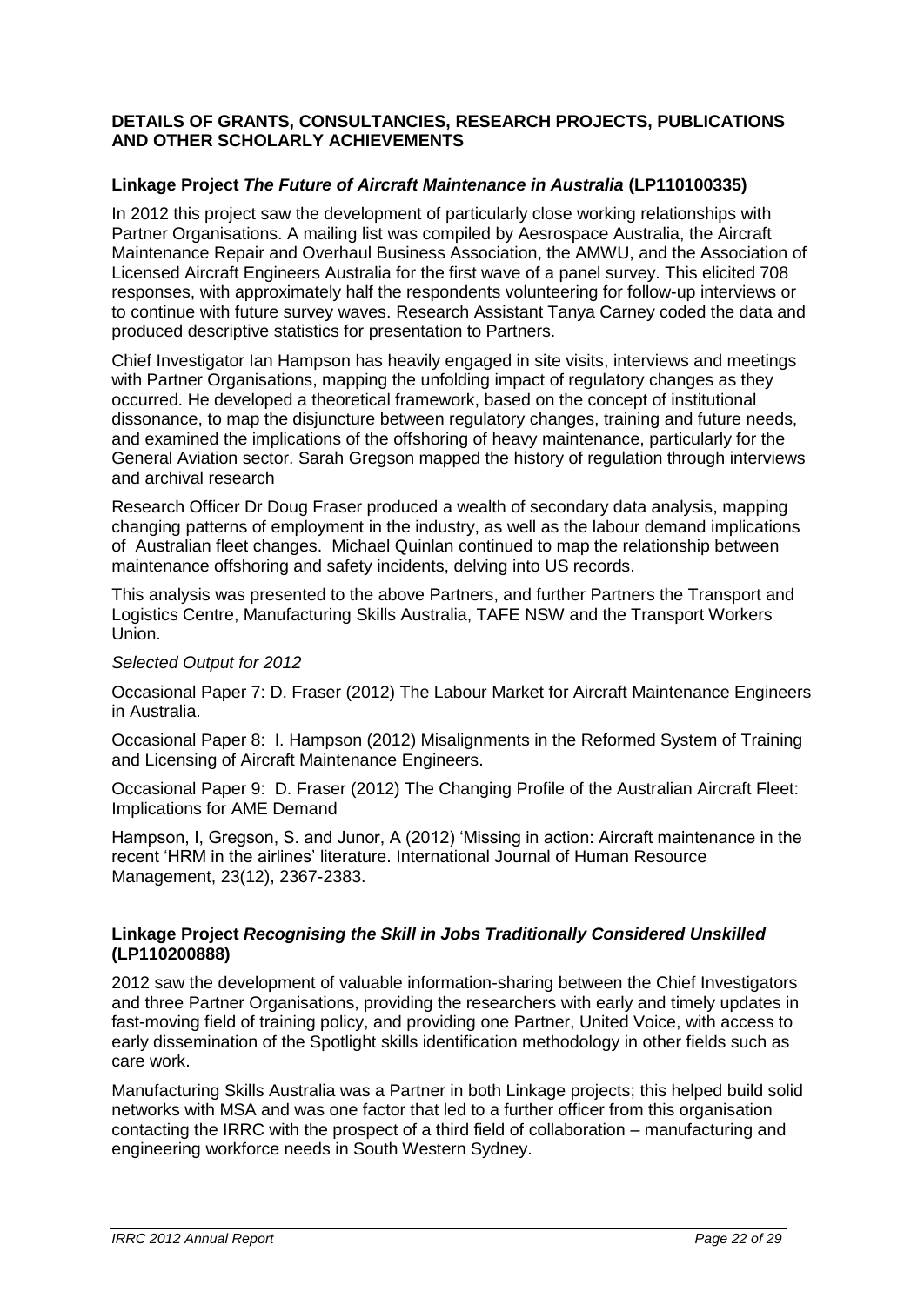**DETAILS OF GRANTS, CONSULTANCIES, RESEARCH PROJECTS, PUBLICATIONS AND OTHER SCHOLARLY ACHIEVEMENTS**

**Linkage Project *The Future of Aircraft Maintenance in Australia* (LP110100335)**

In 2012 this project saw the development of particularly close working relationships with Partner Organisations. A mailing list was compiled by Aesrospace Australia, the Aircraft Maintenance Repair and Overhaul Business Association, the AMWU, and the Association of Licensed Aircraft Engineers Australia for the first wave of a panel survey. This elicited 708 responses, with approximately half the respondents volunteering for follow-up interviews or to continue with future survey waves. Research Assistant Tanya Carney coded the data and produced descriptive statistics for presentation to Partners.

Chief Investigator Ian Hampson has heavily engaged in site visits, interviews and meetings with Partner Organisations, mapping the unfolding impact of regulatory changes as they occurred. He developed a theoretical framework, based on the concept of institutional dissonance, to map the disjuncture between regulatory changes, training and future needs, and examined the implications of the offshoring of heavy maintenance, particularly for the General Aviation sector. Sarah Gregson mapped the history of regulation through interviews and archival research

Research Officer Dr Doug Fraser produced a wealth of secondary data analysis, mapping changing patterns of employment in the industry, as well as the labour demand implications of Australian fleet changes. Michael Quinlan continued to map the relationship between maintenance offshoring and safety incidents, delving into US records.

This analysis was presented to the above Partners, and further Partners the Transport and Logistics Centre, Manufacturing Skills Australia, TAFE NSW and the Transport Workers Union.

*Selected Output for 2012*

Occasional Paper 7: D. Fraser (2012) The Labour Market for Aircraft Maintenance Engineers in Australia.

Occasional Paper 8: I. Hampson (2012) Misalignments in the Reformed System of Training and Licensing of Aircraft Maintenance Engineers.

Occasional Paper 9: D. Fraser (2012) The Changing Profile of the Australian Aircraft Fleet: Implications for AME Demand

Hampson, I, Gregson, S. and Junor, A (2012) 'Missing in action: Aircraft maintenance in the recent 'HRM in the airlines' literature. International Journal of Human Resource Management, 23(12), 2367-2383.

**Linkage Project *Recognising the Skill in Jobs Traditionally Considered Unskilled* (LP110200888)**

2012 saw the development of valuable information-sharing between the Chief Investigators and three Partner Organisations, providing the researchers with early and timely updates in fast-moving field of training policy, and providing one Partner, United Voice, with access to early dissemination of the Spotlight skills identification methodology in other fields such as care work.

Manufacturing Skills Australia was a Partner in both Linkage projects; this helped build solid networks with MSA and was one factor that led to a further officer from this organisation contacting the IRRC with the prospect of a third field of collaboration – manufacturing and engineering workforce needs in South Western Sydney.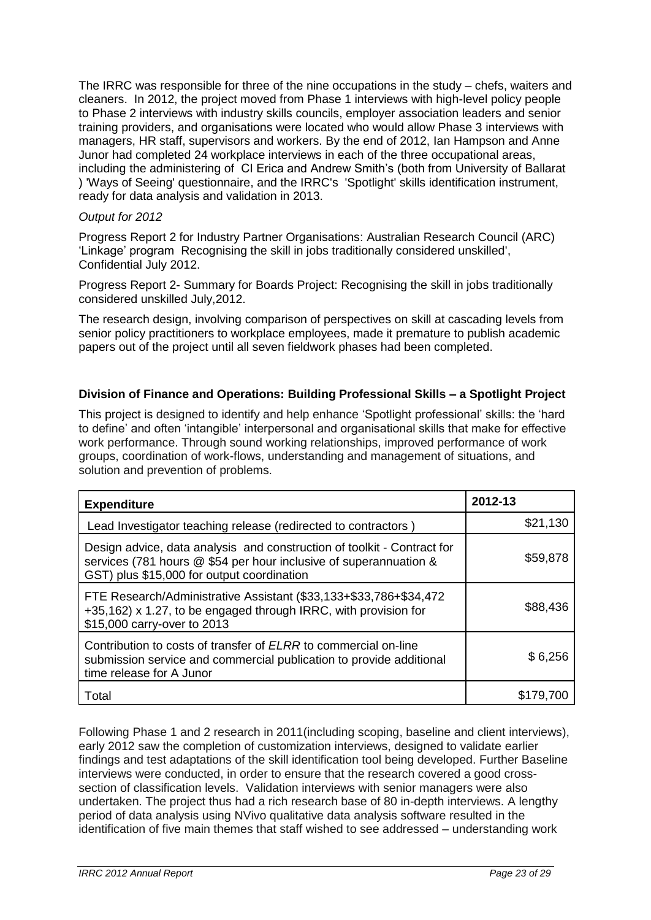The IRRC was responsible for three of the nine occupations in the study – chefs, waiters and cleaners. In 2012, the project moved from Phase 1 interviews with high-level policy people to Phase 2 interviews with industry skills councils, employer association leaders and senior training providers, and organisations were located who would allow Phase 3 interviews with managers, HR staff, supervisors and workers. By the end of 2012, Ian Hampson and Anne Junor had completed 24 workplace interviews in each of the three occupational areas, including the administering of CI Erica and Andrew Smith's (both from University of Ballarat ) 'Ways of Seeing' questionnaire, and the IRRC's 'Spotlight' skills identification instrument, ready for data analysis and validation in 2013.

*Output for 2012*

Progress Report 2 for Industry Partner Organisations: Australian Research Council (ARC) 'Linkage' program Recognising the skill in jobs traditionally considered unskilled', Confidential July 2012.

Progress Report 2- Summary for Boards Project: Recognising the skill in jobs traditionally considered unskilled July,2012.

The research design, involving comparison of perspectives on skill at cascading levels from senior policy practitioners to workplace employees, made it premature to publish academic papers out of the project until all seven fieldwork phases had been completed.

**Division of Finance and Operations: Building Professional Skills – a Spotlight Project**

This project is designed to identify and help enhance 'Spotlight professional' skills: the 'hard to define' and often 'intangible' interpersonal and organisational skills that make for effective work performance. Through sound working relationships, improved performance of work groups, coordination of work-flows, understanding and management of situations, and solution and prevention of problems.

| **Expenditure** | **2012-13** |
|---|---|
| Lead Investigator teaching release (redirected to contractors ) | $21,130 |
| Design advice, data analysis and construction of toolkit - Contract for services (781 hours @ $54 per hour inclusive of superannuation & GST) plus $15,000 for output coordination | $59,878 |
| FTE Research/Administrative Assistant ($33,133+$33,786+$34,472 +35,162) x 1.27, to be engaged through IRRC, with provision for $15,000 carry-over to 2013 | $88,436 |
| Contribution to costs of transfer of *ELRR* to commercial on-line submission service and commercial publication to provide additional time release for A Junor | $ 6,256 |
| Total | $179,700 |

Following Phase 1 and 2 research in 2011(including scoping, baseline and client interviews), early 2012 saw the completion of customization interviews, designed to validate earlier findings and test adaptations of the skill identification tool being developed. Further Baseline interviews were conducted, in order to ensure that the research covered a good cross-section of classification levels. Validation interviews with senior managers were also undertaken. The project thus had a rich research base of 80 in-depth interviews. A lengthy period of data analysis using NVivo qualitative data analysis software resulted in the identification of five main themes that staff wished to see addressed – understanding work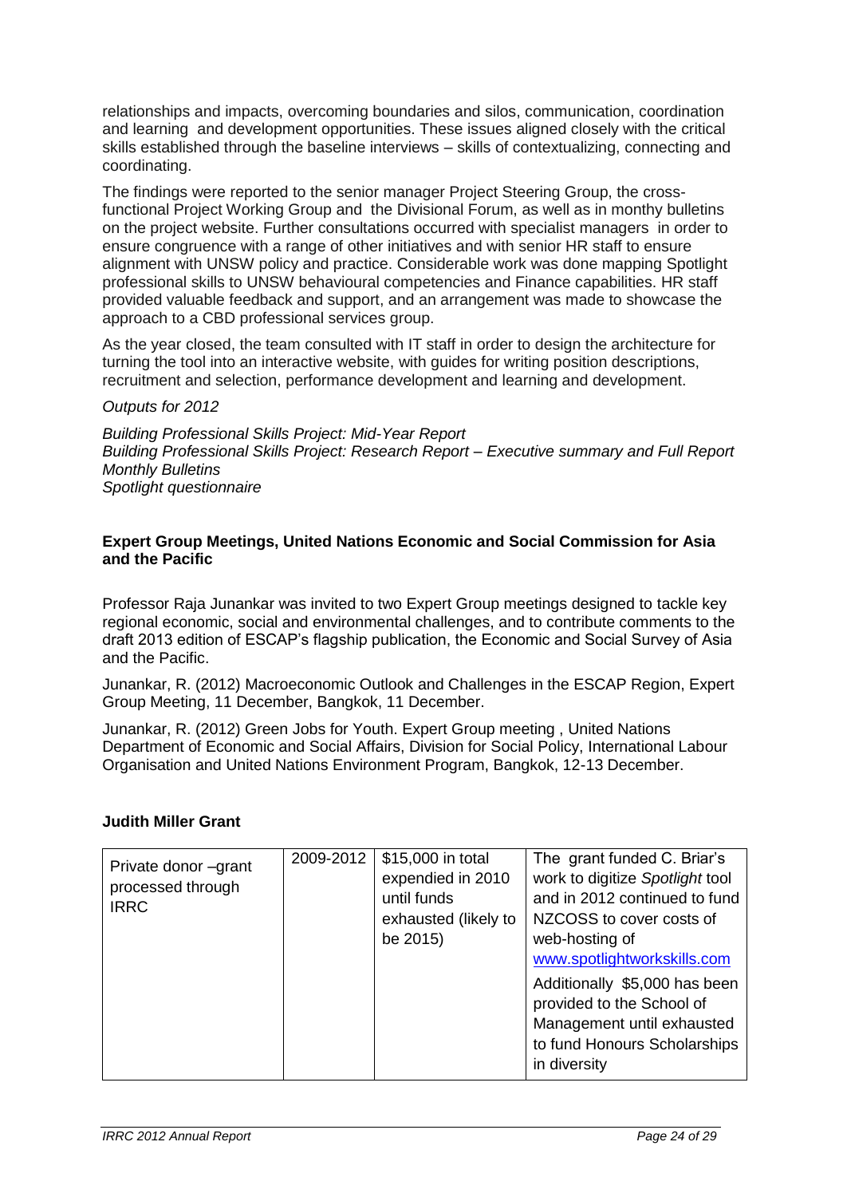relationships and impacts, overcoming boundaries and silos, communication, coordination and learning and development opportunities. These issues aligned closely with the critical skills established through the baseline interviews – skills of contextualizing, connecting and coordinating.

The findings were reported to the senior manager Project Steering Group, the cross-functional Project Working Group and the Divisional Forum, as well as in monthy bulletins on the project website. Further consultations occurred with specialist managers in order to ensure congruence with a range of other initiatives and with senior HR staff to ensure alignment with UNSW policy and practice. Considerable work was done mapping Spotlight professional skills to UNSW behavioural competencies and Finance capabilities. HR staff provided valuable feedback and support, and an arrangement was made to showcase the approach to a CBD professional services group.

As the year closed, the team consulted with IT staff in order to design the architecture for turning the tool into an interactive website, with guides for writing position descriptions, recruitment and selection, performance development and learning and development.

*Outputs for 2012*

*Building Professional Skills Project: Mid-Year Report*
*Building Professional Skills Project: Research Report – Executive summary and Full Report*
*Monthly Bulletins*
*Spotlight questionnaire*

### Expert Group Meetings, United Nations Economic and Social Commission for Asia and the Pacific

Professor Raja Junankar was invited to two Expert Group meetings designed to tackle key regional economic, social and environmental challenges, and to contribute comments to the draft 2013 edition of ESCAP's flagship publication, the Economic and Social Survey of Asia and the Pacific.

Junankar, R. (2012) Macroeconomic Outlook and Challenges in the ESCAP Region, Expert Group Meeting, 11 December, Bangkok, 11 December.

Junankar, R. (2012) Green Jobs for Youth. Expert Group meeting , United Nations Department of Economic and Social Affairs, Division for Social Policy, International Labour Organisation and United Nations Environment Program, Bangkok, 12-13 December.

### Judith Miller Grant

| | | | |
|---|---|---|---|
| Private donor –grant processed through IRRC | 2009-2012 | $15,000 in total expended in 2010 until funds exhausted (likely to be 2015) | The grant funded C. Briar's work to digitize *Spotlight* tool and in 2012 continued to fund NZCOSS to cover costs of web-hosting of www.spotlightworkskills.com<br><br>Additionally $5,000 has been provided to the School of Management until exhausted to fund Honours Scholarships in diversity |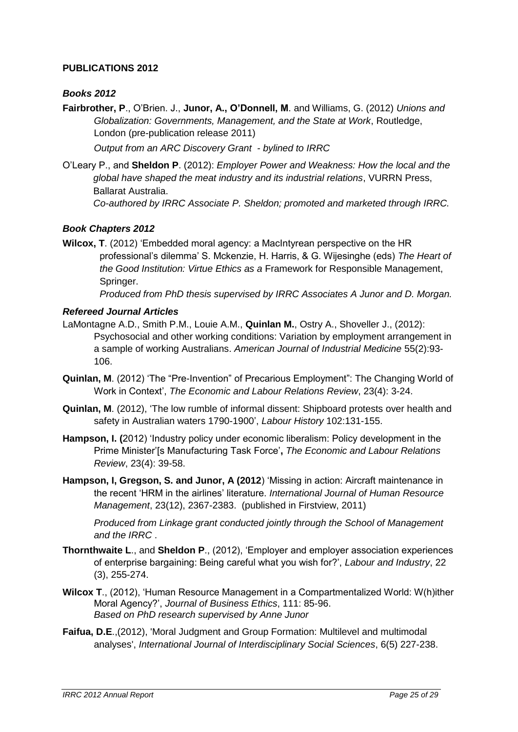**PUBLICATIONS 2012**

### *Books 2012*

**Fairbrother, P**., O'Brien. J., **Junor, A., O'Donnell, M**. and Williams, G. (2012) *Unions and Globalization: Governments, Management, and the State at Work*, Routledge, London (pre-publication release 2011)

*Output from an ARC Discovery Grant - bylined to IRRC*

O'Leary P., and **Sheldon P**. (2012): *Employer Power and Weakness: How the local and the global have shaped the meat industry and its industrial relations*, VURRN Press, Ballarat Australia.

*Co-authored by IRRC Associate P. Sheldon; promoted and marketed through IRRC.*

### *Book Chapters 2012*

**Wilcox, T**. (2012) 'Embedded moral agency: a MacIntyrean perspective on the HR professional's dilemma' S. Mckenzie, H. Harris, & G. Wijesinghe (eds) *The Heart of the Good Institution: Virtue Ethics as a* Framework for Responsible Management, Springer.

*Produced from PhD thesis supervised by IRRC Associates A Junor and D. Morgan.*

### *Refereed Journal Articles*

LaMontagne A.D., Smith P.M., Louie A.M., **Quinlan M.**, Ostry A., Shoveller J., (2012): Psychosocial and other working conditions: Variation by employment arrangement in a sample of working Australians. *American Journal of Industrial Medicine* 55(2):93-106.

**Quinlan, M**. (2012) 'The "Pre-Invention" of Precarious Employment": The Changing World of Work in Context', *The Economic and Labour Relations Review*, 23(4): 3-24.

**Quinlan, M**. (2012), 'The low rumble of informal dissent: Shipboard protests over health and safety in Australian waters 1790-1900', *Labour History* 102:131-155.

**Hampson, I. (**2012) 'Industry policy under economic liberalism: Policy development in the Prime Minister'[s Manufacturing Task Force'**,** *The Economic and Labour Relations Review*, 23(4): 39-58.

**Hampson, I, Gregson, S. and Junor, A (2012**) 'Missing in action: Aircraft maintenance in the recent 'HRM in the airlines' literature. *International Journal of Human Resource Management*, 23(12), 2367-2383. (published in Firstview, 2011)

*Produced from Linkage grant conducted jointly through the School of Management and the IRRC* .

**Thornthwaite L**., and **Sheldon P**., (2012), 'Employer and employer association experiences of enterprise bargaining: Being careful what you wish for?', *Labour and Industry*, 22 (3), 255-274.

**Wilcox T**., (2012), 'Human Resource Management in a Compartmentalized World: W(h)ither Moral Agency?', *Journal of Business Ethics*, 111: 85-96.
*Based on PhD research supervised by Anne Junor*

**Faifua, D.E**.,(2012), 'Moral Judgment and Group Formation: Multilevel and multimodal analyses', *International Journal of Interdisciplinary Social Sciences*, 6(5) 227-238.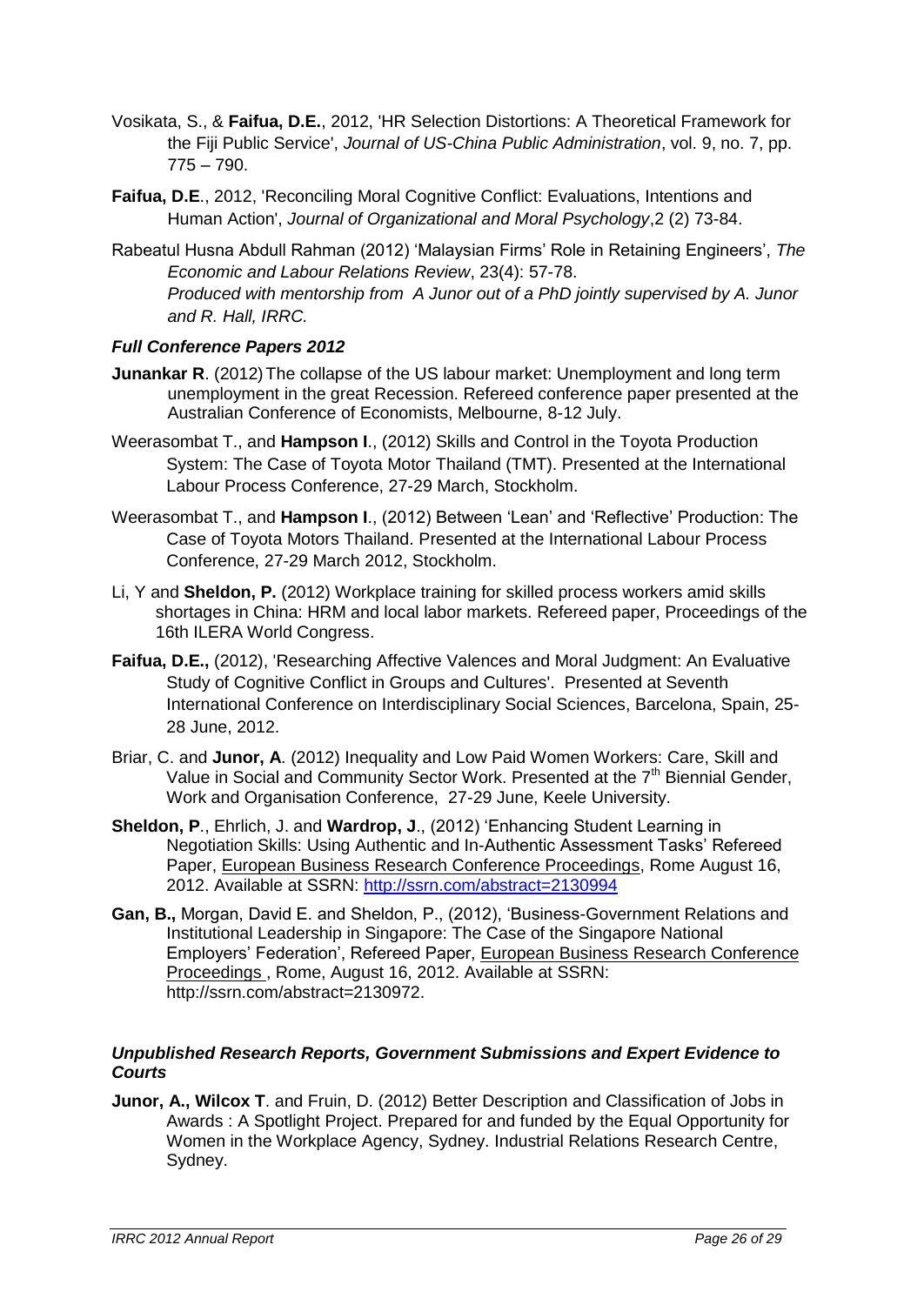Vosikata, S., & **Faifua, D.E.**, 2012, 'HR Selection Distortions: A Theoretical Framework for the Fiji Public Service', *Journal of US-China Public Administration*, vol. 9, no. 7, pp. 775 – 790.

**Faifua, D.E**., 2012, 'Reconciling Moral Cognitive Conflict: Evaluations, Intentions and Human Action', *Journal of Organizational and Moral Psychology*,2 (2) 73-84.

Rabeatul Husna Abdull Rahman (2012) 'Malaysian Firms' Role in Retaining Engineers', *The Economic and Labour Relations Review*, 23(4): 57-78.
*Produced with mentorship from A Junor out of a PhD jointly supervised by A. Junor and R. Hall, IRRC.*

### *Full Conference Papers 2012*

**Junankar R**. (2012) The collapse of the US labour market: Unemployment and long term unemployment in the great Recession. Refereed conference paper presented at the Australian Conference of Economists, Melbourne, 8-12 July.

Weerasombat T., and **Hampson I**., (2012) Skills and Control in the Toyota Production System: The Case of Toyota Motor Thailand (TMT). Presented at the International Labour Process Conference, 27-29 March, Stockholm.

Weerasombat T., and **Hampson I**., (2012) Between 'Lean' and 'Reflective' Production: The Case of Toyota Motors Thailand. Presented at the International Labour Process Conference, 27-29 March 2012, Stockholm.

Li, Y and **Sheldon, P.** (2012) Workplace training for skilled process workers amid skills shortages in China: HRM and local labor markets. Refereed paper, Proceedings of the 16th ILERA World Congress.

**Faifua, D.E.,** (2012), 'Researching Affective Valences and Moral Judgment: An Evaluative Study of Cognitive Conflict in Groups and Cultures'. Presented at Seventh International Conference on Interdisciplinary Social Sciences, Barcelona, Spain, 25-28 June, 2012.

Briar, C. and **Junor, A**. (2012) Inequality and Low Paid Women Workers: Care, Skill and Value in Social and Community Sector Work. Presented at the 7th Biennial Gender, Work and Organisation Conference, 27-29 June, Keele University.

**Sheldon, P**., Ehrlich, J. and **Wardrop, J**., (2012) 'Enhancing Student Learning in Negotiation Skills: Using Authentic and In-Authentic Assessment Tasks' Refereed Paper, European Business Research Conference Proceedings, Rome August 16, 2012. Available at SSRN: http://ssrn.com/abstract=2130994

**Gan, B.,** Morgan, David E. and Sheldon, P., (2012), 'Business-Government Relations and Institutional Leadership in Singapore: The Case of the Singapore National Employers' Federation', Refereed Paper, European Business Research Conference Proceedings , Rome, August 16, 2012. Available at SSRN: http://ssrn.com/abstract=2130972.

### *Unpublished Research Reports, Government Submissions and Expert Evidence to Courts*

**Junor, A., Wilcox T**. and Fruin, D. (2012) Better Description and Classification of Jobs in Awards : A Spotlight Project. Prepared for and funded by the Equal Opportunity for Women in the Workplace Agency, Sydney. Industrial Relations Research Centre, Sydney.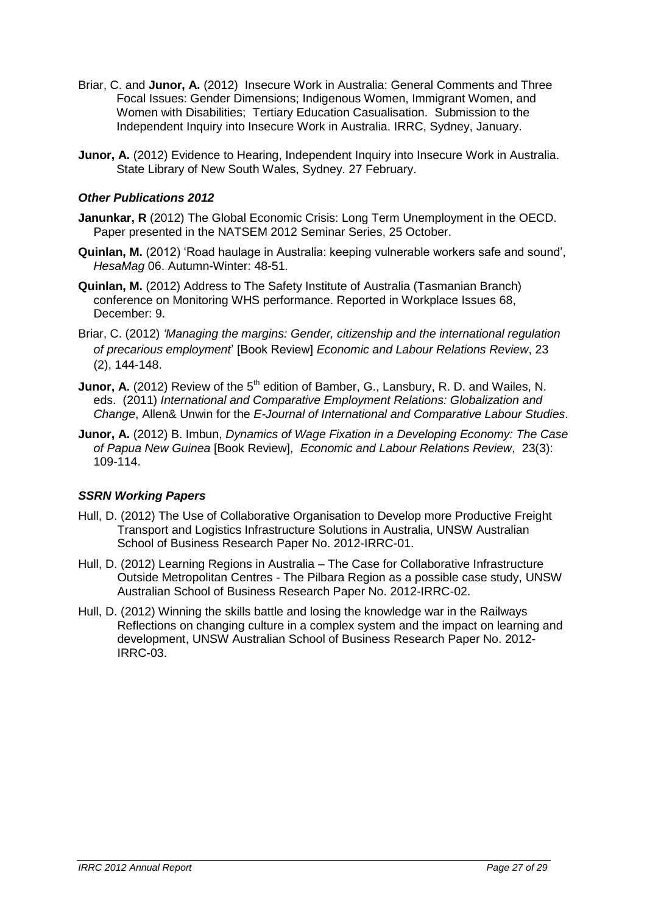Briar, C. and **Junor, A.** (2012) Insecure Work in Australia: General Comments and Three Focal Issues: Gender Dimensions; Indigenous Women, Immigrant Women, and Women with Disabilities; Tertiary Education Casualisation. Submission to the Independent Inquiry into Insecure Work in Australia. IRRC, Sydney, January.

**Junor, A.** (2012) Evidence to Hearing, Independent Inquiry into Insecure Work in Australia. State Library of New South Wales, Sydney. 27 February.

### *Other Publications 2012*

**Janunkar, R** (2012) The Global Economic Crisis: Long Term Unemployment in the OECD. Paper presented in the NATSEM 2012 Seminar Series, 25 October.

**Quinlan, M.** (2012) 'Road haulage in Australia: keeping vulnerable workers safe and sound', *HesaMag* 06. Autumn-Winter: 48-51.

**Quinlan, M.** (2012) Address to The Safety Institute of Australia (Tasmanian Branch) conference on Monitoring WHS performance. Reported in Workplace Issues 68, December: 9.

Briar, C. (2012) *'Managing the margins: Gender, citizenship and the international regulation of precarious employment*' [Book Review] *Economic and Labour Relations Review*, 23 (2), 144-148.

**Junor, A.** (2012) Review of the 5th edition of Bamber, G., Lansbury, R. D. and Wailes, N. eds. (2011) *International and Comparative Employment Relations: Globalization and Change*, Allen& Unwin for the *E-Journal of International and Comparative Labour Studies*.

**Junor, A.** (2012) B. Imbun, *Dynamics of Wage Fixation in a Developing Economy: The Case of Papua New Guinea* [Book Review], *Economic and Labour Relations Review*, 23(3): 109-114.

### *SSRN Working Papers*

Hull, D. (2012) The Use of Collaborative Organisation to Develop more Productive Freight Transport and Logistics Infrastructure Solutions in Australia, UNSW Australian School of Business Research Paper No. 2012-IRRC-01.

Hull, D. (2012) Learning Regions in Australia – The Case for Collaborative Infrastructure Outside Metropolitan Centres - The Pilbara Region as a possible case study, UNSW Australian School of Business Research Paper No. 2012-IRRC-02.

Hull, D. (2012) Winning the skills battle and losing the knowledge war in the Railways Reflections on changing culture in a complex system and the impact on learning and development, UNSW Australian School of Business Research Paper No. 2012-IRRC-03.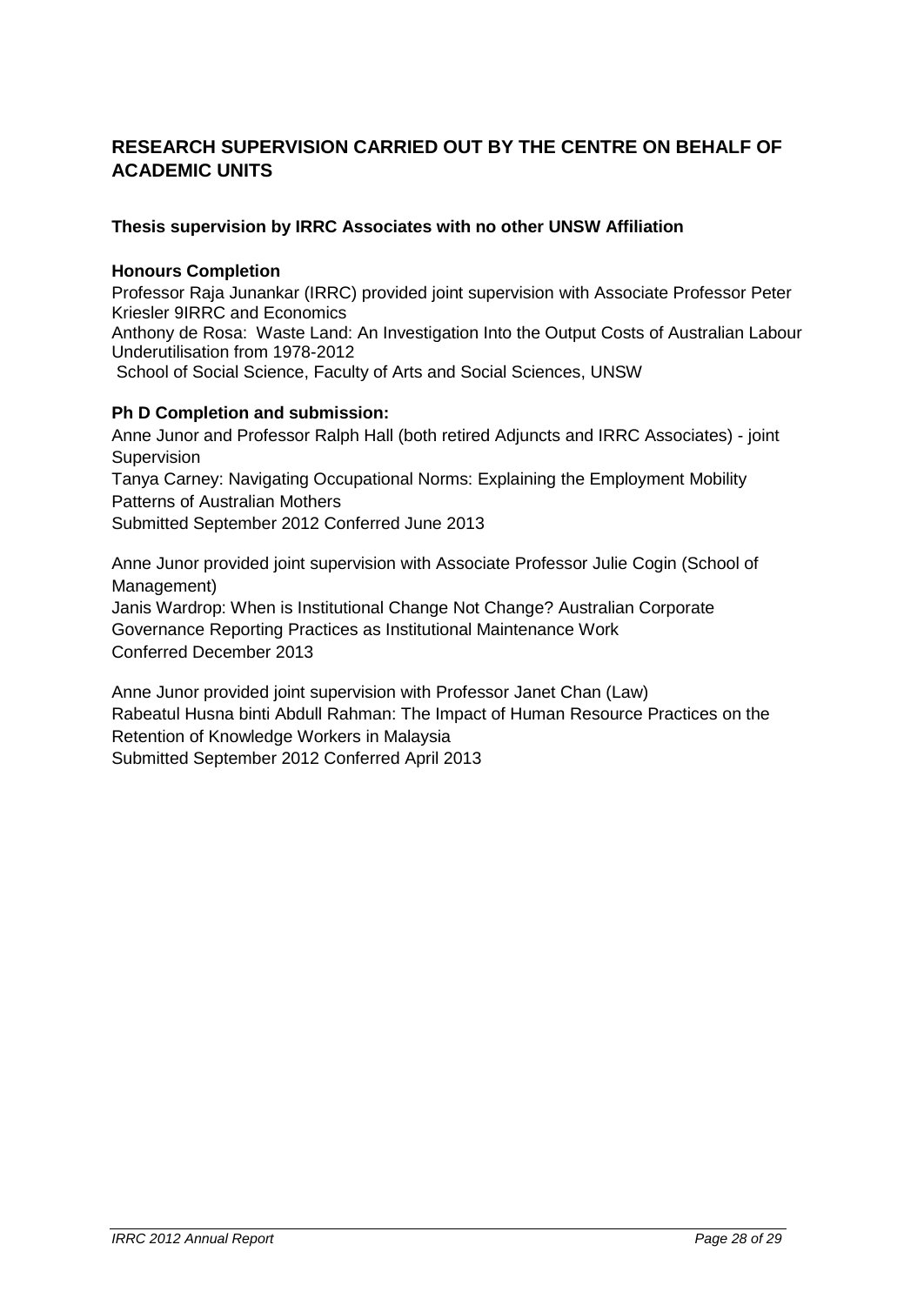## RESEARCH SUPERVISION CARRIED OUT BY THE CENTRE ON BEHALF OF ACADEMIC UNITS

### Thesis supervision by IRRC Associates with no other UNSW Affiliation

**Honours Completion**

Professor Raja Junankar (IRRC) provided joint supervision with Associate Professor Peter Kriesler 9IRRC and Economics
Anthony de Rosa: Waste Land: An Investigation Into the Output Costs of Australian Labour Underutilisation from 1978-2012
School of Social Science, Faculty of Arts and Social Sciences, UNSW

**Ph D Completion and submission:**

Anne Junor and Professor Ralph Hall (both retired Adjuncts and IRRC Associates) - joint Supervision
Tanya Carney: Navigating Occupational Norms: Explaining the Employment Mobility Patterns of Australian Mothers
Submitted September 2012 Conferred June 2013

Anne Junor provided joint supervision with Associate Professor Julie Cogin (School of Management)
Janis Wardrop: When is Institutional Change Not Change? Australian Corporate Governance Reporting Practices as Institutional Maintenance Work
Conferred December 2013

Anne Junor provided joint supervision with Professor Janet Chan (Law)
Rabeatul Husna binti Abdull Rahman: The Impact of Human Resource Practices on the Retention of Knowledge Workers in Malaysia
Submitted September 2012 Conferred April 2013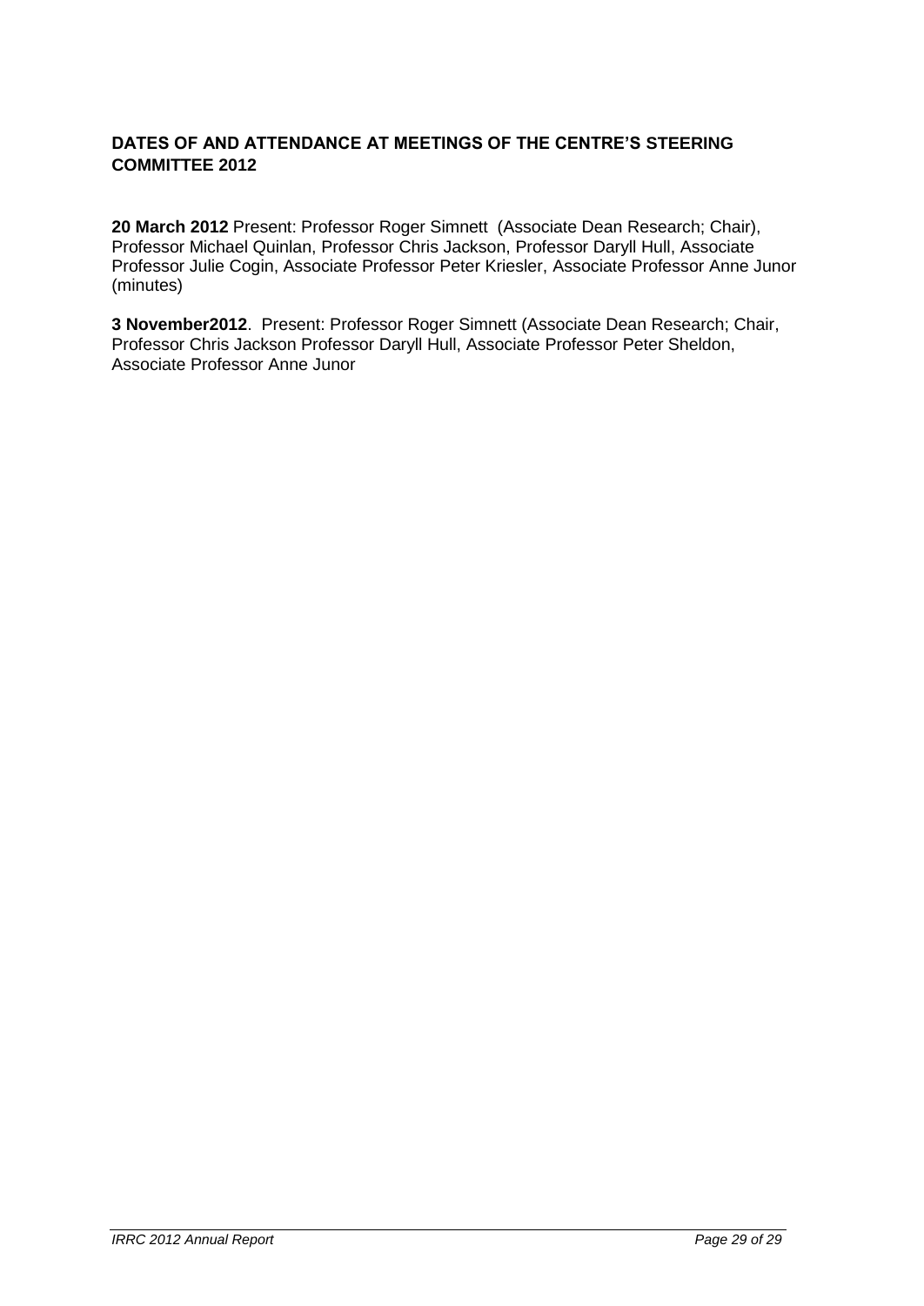## DATES OF AND ATTENDANCE AT MEETINGS OF THE CENTRE'S STEERING COMMITTEE 2012

**20 March 2012** Present: Professor Roger Simnett (Associate Dean Research; Chair), Professor Michael Quinlan, Professor Chris Jackson, Professor Daryll Hull, Associate Professor Julie Cogin, Associate Professor Peter Kriesler, Associate Professor Anne Junor (minutes)

**3 November2012**. Present: Professor Roger Simnett (Associate Dean Research; Chair, Professor Chris Jackson Professor Daryll Hull, Associate Professor Peter Sheldon, Associate Professor Anne Junor